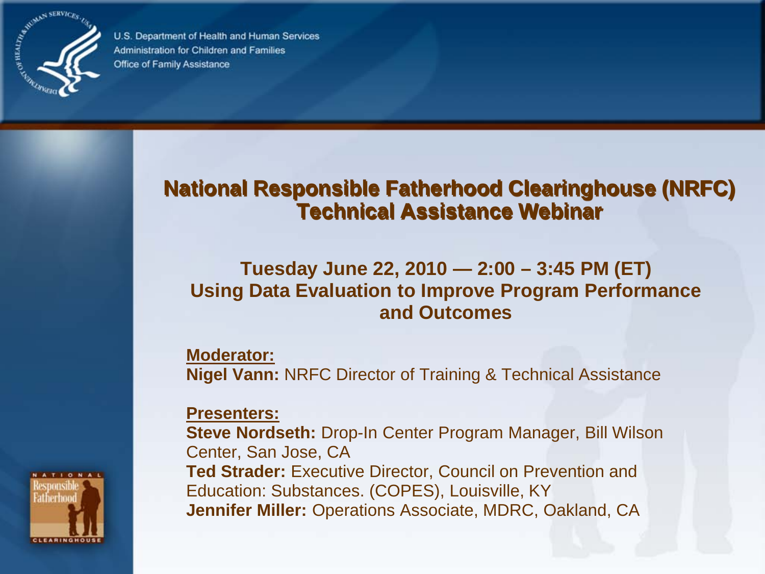U.S. Department of Health and Human Services
Administration for Children and Families
Office of Family Assistance

# National Responsible Fatherhood Clearinghouse (NRFC) Technical Assistance Webinar

## Tuesday June 22, 2010 — 2:00 – 3:45 PM (ET)
## Using Data Evaluation to Improve Program Performance and Outcomes

**Moderator:**
**Nigel Vann:** NRFC Director of Training & Technical Assistance

**Presenters:**
**Steve Nordseth:** Drop-In Center Program Manager, Bill Wilson Center, San Jose, CA
**Ted Strader:** Executive Director, Council on Prevention and Education: Substances. (COPES), Louisville, KY
**Jennifer Miller:** Operations Associate, MDRC, Oakland, CA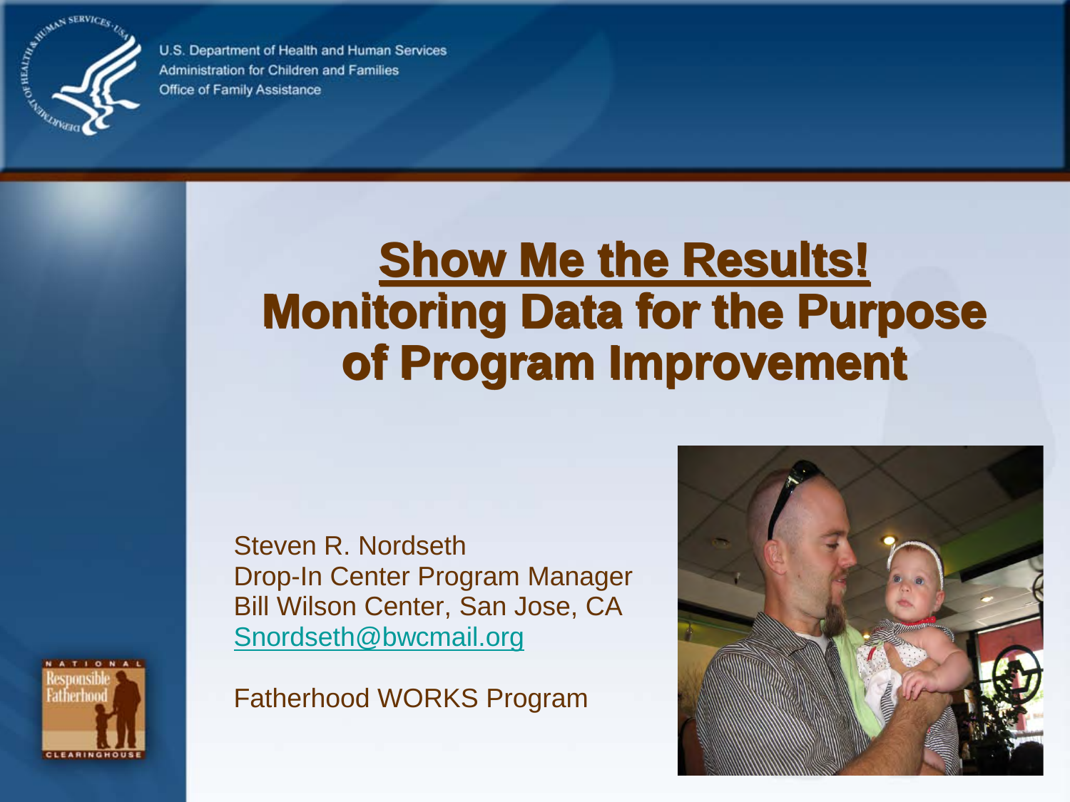U.S. Department of Health and Human Services
Administration for Children and Families
Office of Family Assistance

# Show Me the Results!
# Monitoring Data for the Purpose of Program Improvement

Steven R. Nordseth
Drop-In Center Program Manager
Bill Wilson Center, San Jose, CA
Snordseth@bwcmail.org

Fatherhood WORKS Program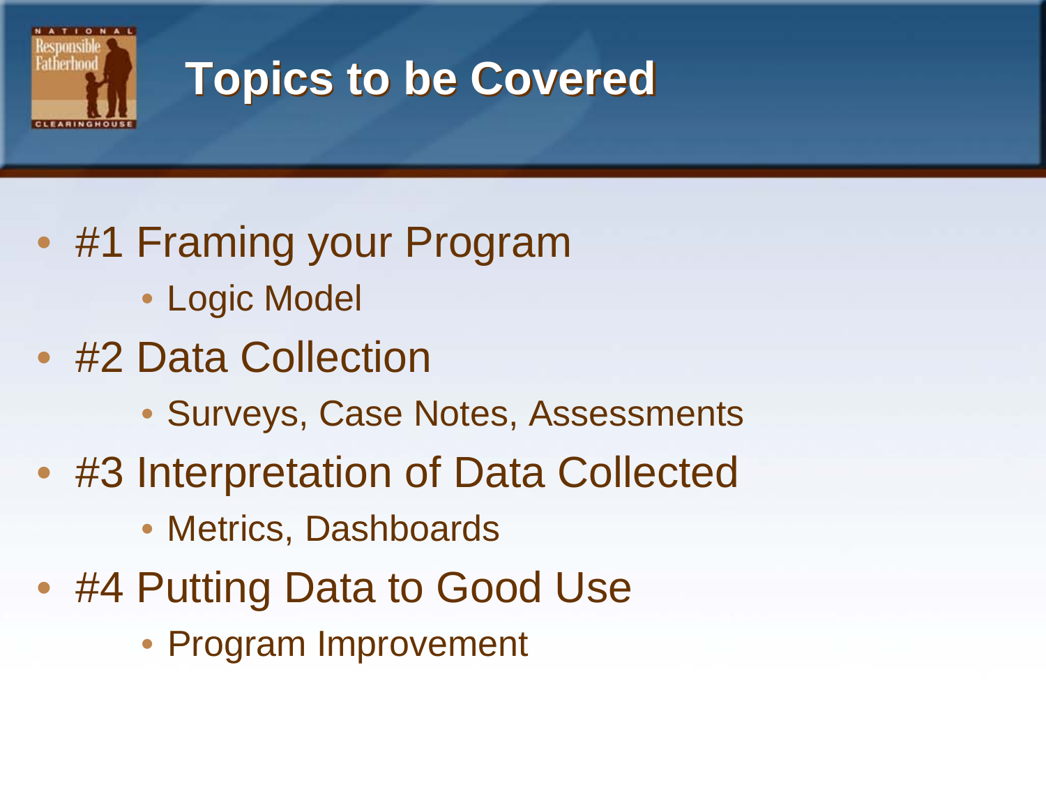# Topics to be Covered

- #1 Framing your Program
  - Logic Model
- #2 Data Collection
  - Surveys, Case Notes, Assessments
- #3 Interpretation of Data Collected
  - Metrics, Dashboards
- #4 Putting Data to Good Use
  - Program Improvement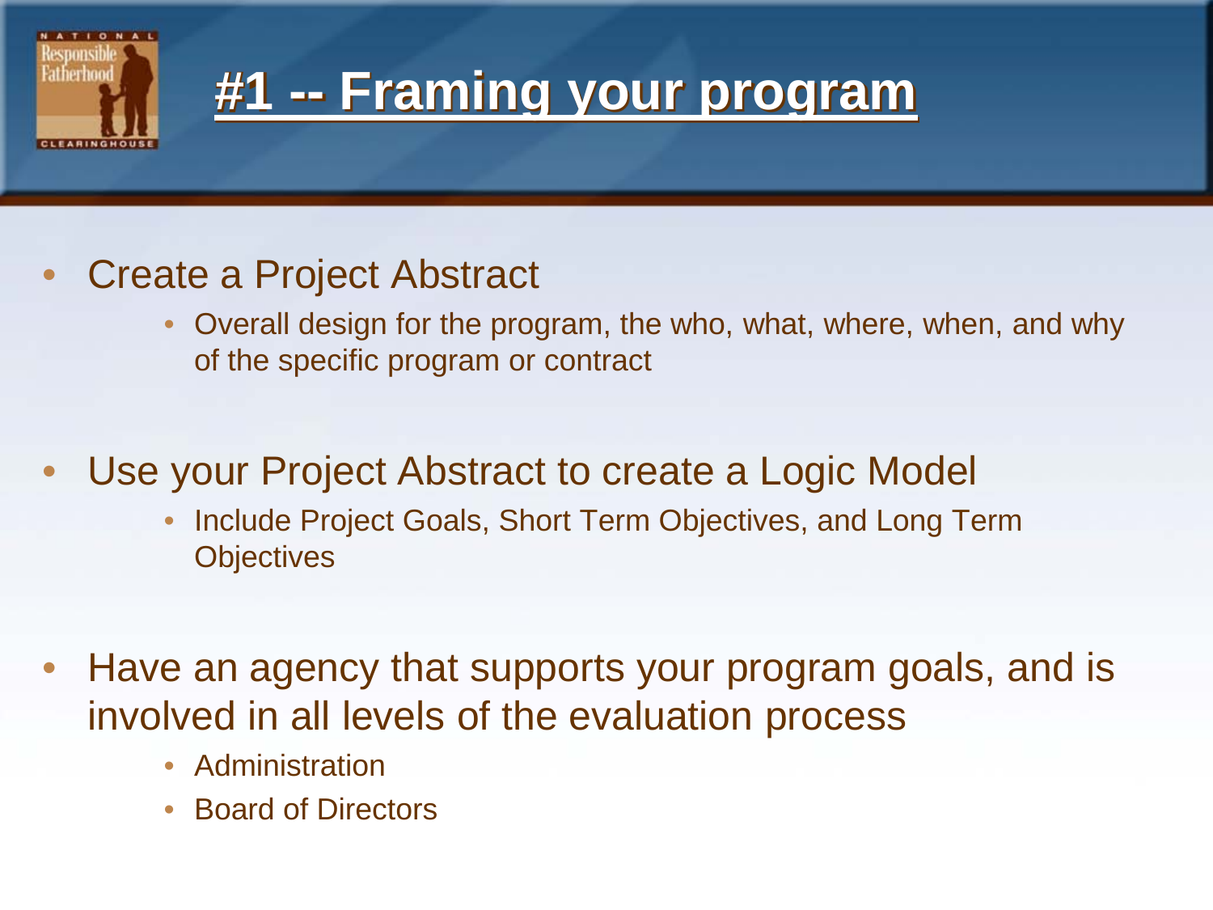# #1 -- Framing your program

- Create a Project Abstract
  - Overall design for the program, the who, what, where, when, and why of the specific program or contract
- Use your Project Abstract to create a Logic Model
  - Include Project Goals, Short Term Objectives, and Long Term Objectives
- Have an agency that supports your program goals, and is involved in all levels of the evaluation process
  - Administration
  - Board of Directors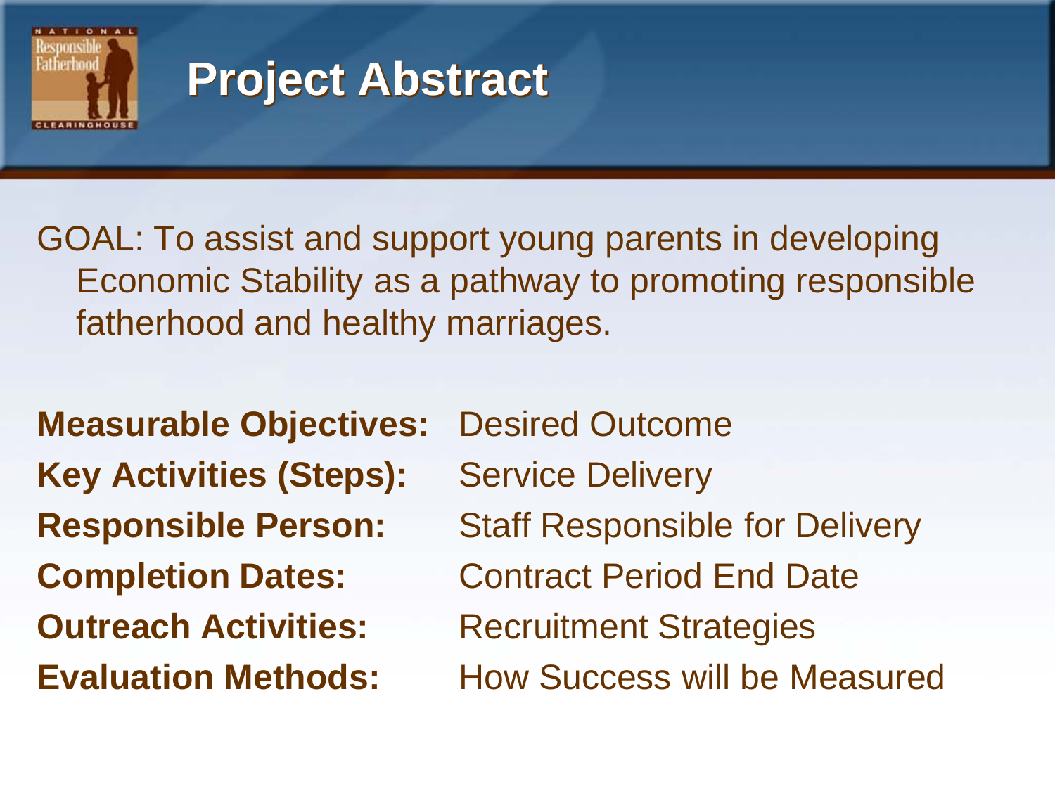# Project Abstract

GOAL: To assist and support young parents in developing Economic Stability as a pathway to promoting responsible fatherhood and healthy marriages.

| | |
|---|---|
| **Measurable Objectives:** | Desired Outcome |
| **Key Activities (Steps):** | Service Delivery |
| **Responsible Person:** | Staff Responsible for Delivery |
| **Completion Dates:** | Contract Period End Date |
| **Outreach Activities:** | Recruitment Strategies |
| **Evaluation Methods:** | How Success will be Measured |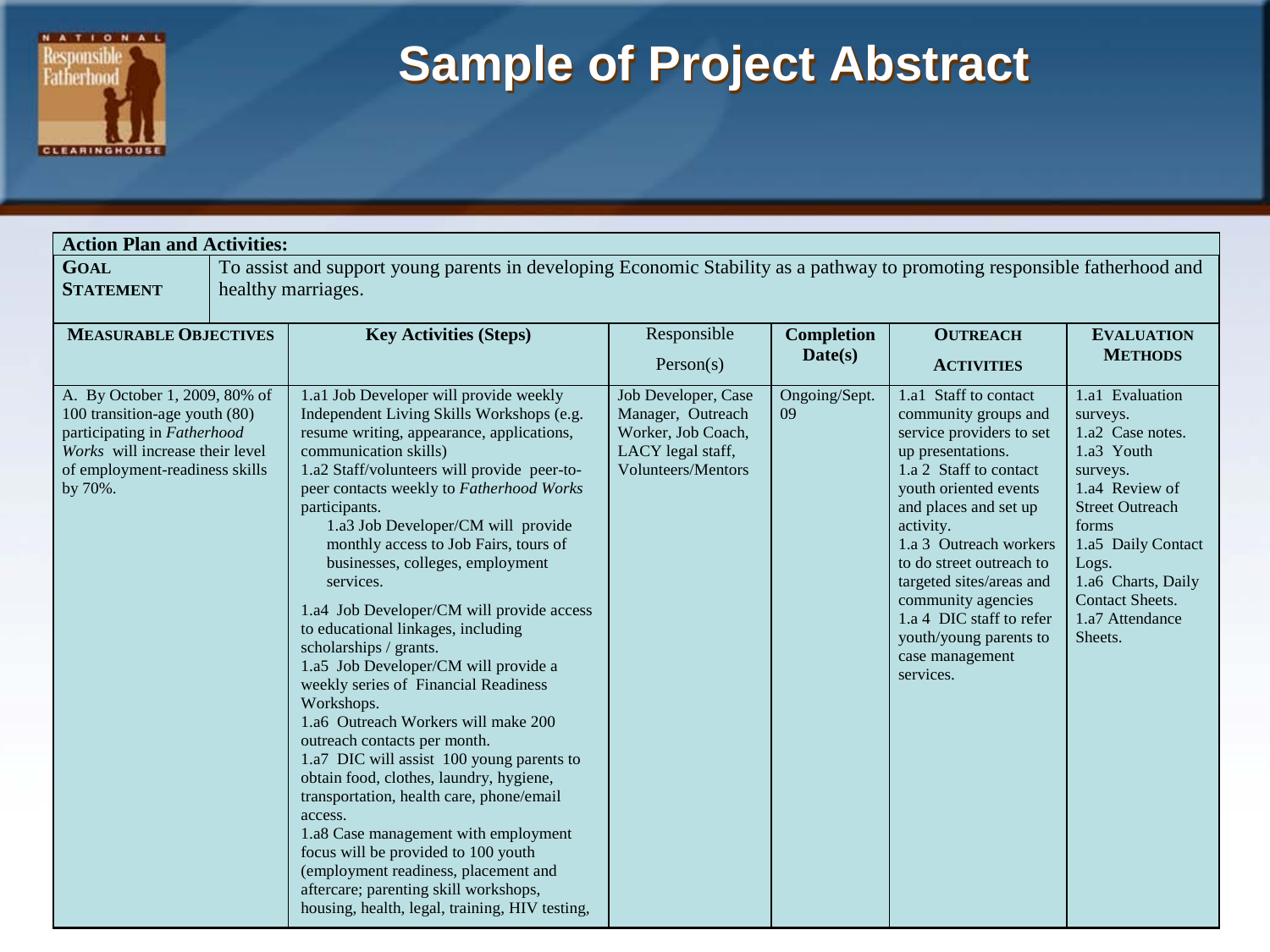# Sample of Project Abstract

| **Action Plan and Activities:** | | | | | |
|---|---|---|---|---|---|
| **GOAL STATEMENT** | To assist and support young parents in developing Economic Stability as a pathway to promoting responsible fatherhood and healthy marriages. | | | | |
| **MEASURABLE OBJECTIVES** | **Key Activities (Steps)** | Responsible Person(s) | **Completion Date(s)** | **OUTREACH ACTIVITIES** | **EVALUATION METHODS** |
| A. By October 1, 2009, 80% of 100 transition-age youth (80) participating in *Fatherhood Works* will increase their level of employment-readiness skills by 70%. | 1.a1 Job Developer will provide weekly Independent Living Skills Workshops (e.g. resume writing, appearance, applications, communication skills)<br>1.a2 Staff/volunteers will provide peer-to-peer contacts weekly to *Fatherhood Works* participants.<br>1.a3 Job Developer/CM will provide monthly access to Job Fairs, tours of businesses, colleges, employment services.<br>1.a4 Job Developer/CM will provide access to educational linkages, including scholarships / grants.<br>1.a5 Job Developer/CM will provide a weekly series of Financial Readiness Workshops.<br>1.a6 Outreach Workers will make 200 outreach contacts per month.<br>1.a7 DIC will assist 100 young parents to obtain food, clothes, laundry, hygiene, transportation, health care, phone/email access.<br>1.a8 Case management with employment focus will be provided to 100 youth (employment readiness, placement and aftercare; parenting skill workshops, housing, health, legal, training, HIV testing, | Job Developer, Case Manager, Outreach Worker, Job Coach, LACY legal staff, Volunteers/Mentors | Ongoing/Sept. 09 | 1.a1 Staff to contact community groups and service providers to set up presentations.<br>1.a 2 Staff to contact youth oriented events and places and set up activity.<br>1.a 3 Outreach workers to do street outreach to targeted sites/areas and community agencies<br>1.a 4 DIC staff to refer youth/young parents to case management services. | 1.a1 Evaluation surveys.<br>1.a2 Case notes.<br>1.a3 Youth surveys.<br>1.a4 Review of Street Outreach forms<br>1.a5 Daily Contact Logs.<br>1.a6 Charts, Daily Contact Sheets.<br>1.a7 Attendance Sheets. |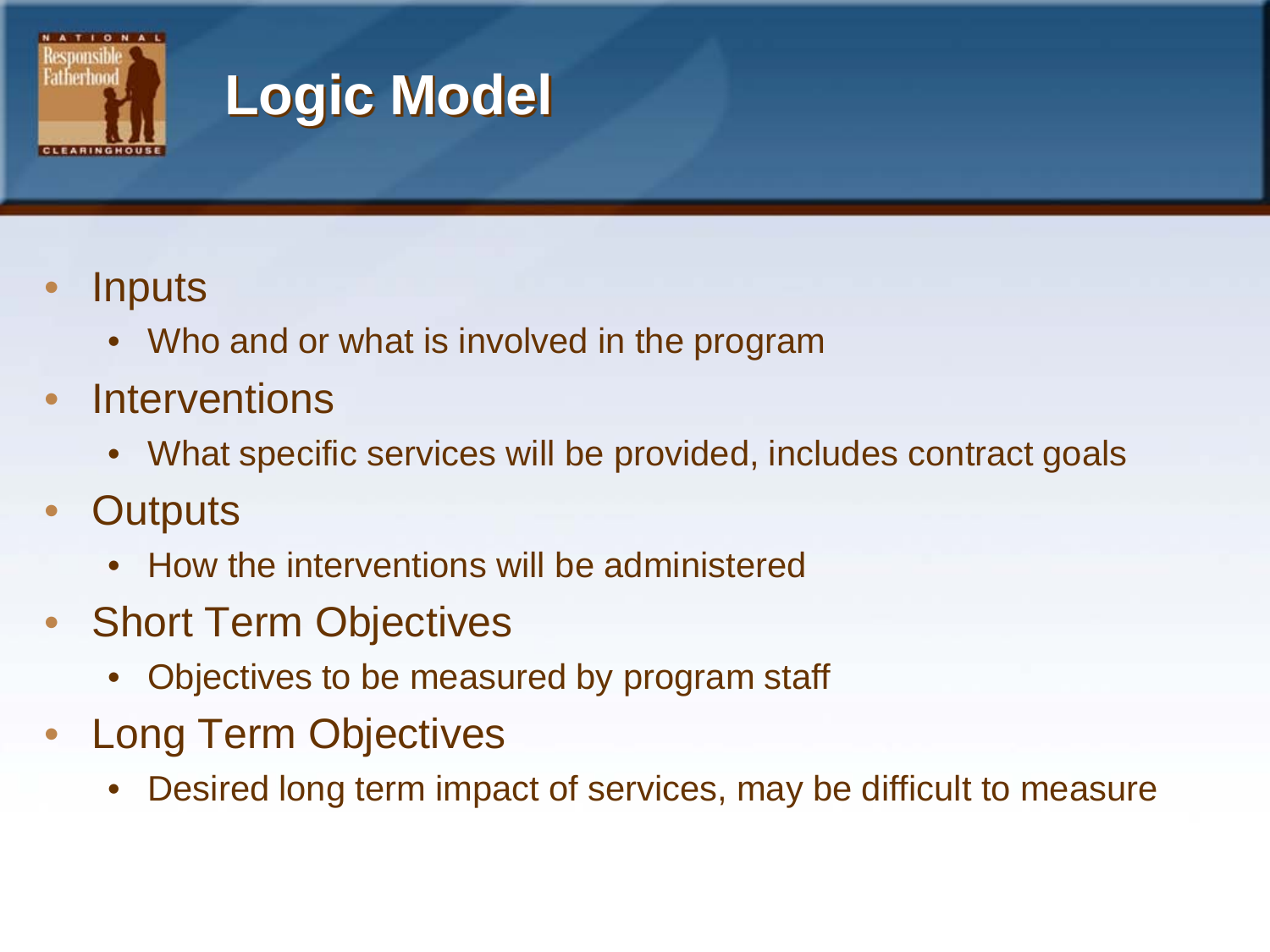# Logic Model

- Inputs
  - Who and or what is involved in the program
- Interventions
  - What specific services will be provided, includes contract goals
- Outputs
  - How the interventions will be administered
- Short Term Objectives
  - Objectives to be measured by program staff
- Long Term Objectives
  - Desired long term impact of services, may be difficult to measure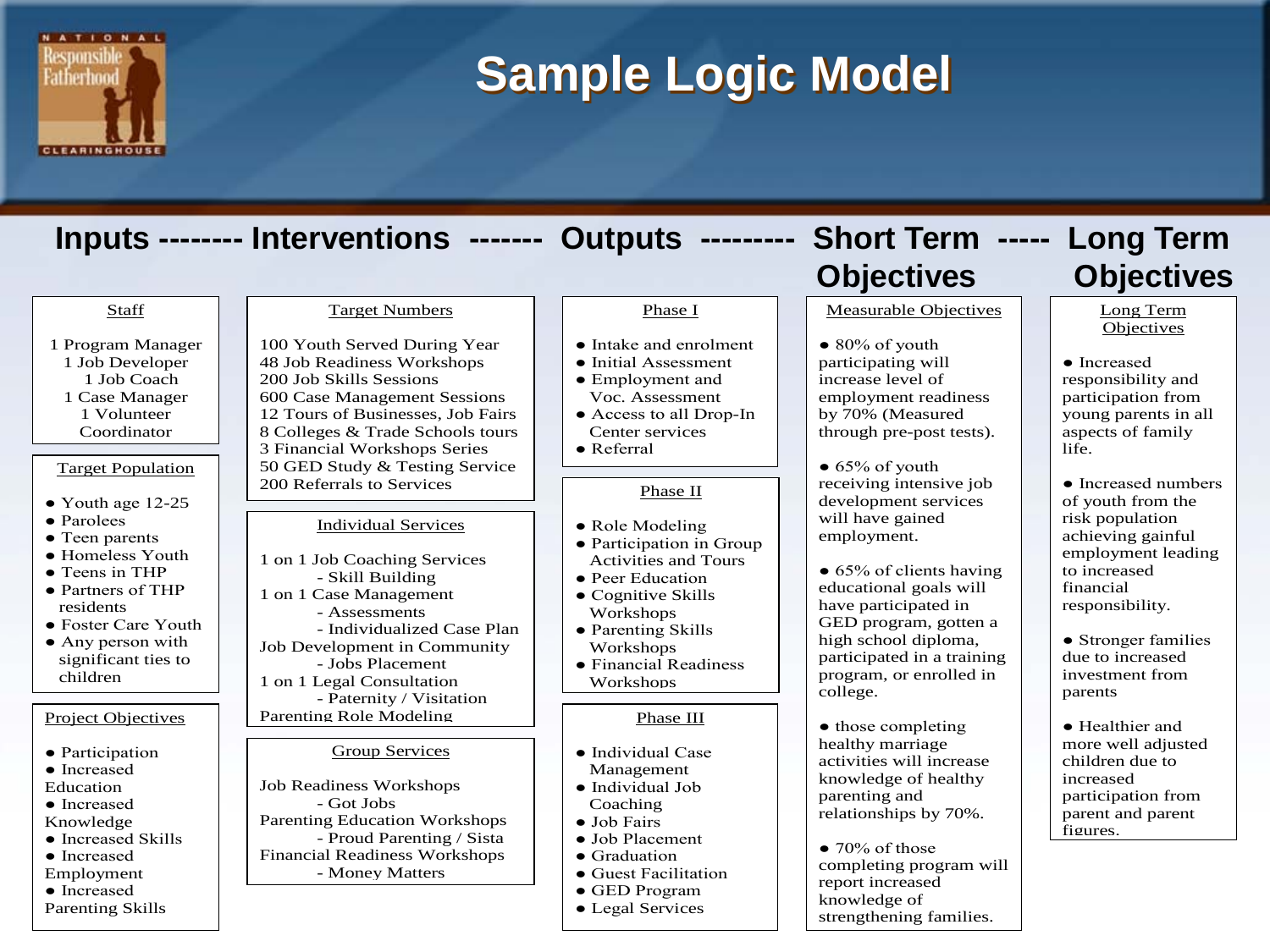# Sample Logic Model

**Inputs -------- Interventions ------- Outputs --------- Short Term Objectives ----- Long Term Objectives**

## Inputs

**Staff**

1 Program Manager
1 Job Developer
1 Job Coach
1 Case Manager
1 Volunteer Coordinator

**Target Population**

- Youth age 12-25
- Parolees
- Teen parents
- Homeless Youth
- Teens in THP
- Partners of THP residents
- Foster Care Youth
- Any person with significant ties to children

**Project Objectives**

- Participation
- Increased Education
- Increased Knowledge
- Increased Skills
- Increased Employment
- Increased Parenting Skills

## Interventions

**Target Numbers**

100 Youth Served During Year
48 Job Readiness Workshops
200 Job Skills Sessions
600 Case Management Sessions
12 Tours of Businesses, Job Fairs
8 Colleges & Trade Schools tours
3 Financial Workshops Series
50 GED Study & Testing Service
200 Referrals to Services

**Individual Services**

1 on 1 Job Coaching Services
- Skill Building

1 on 1 Case Management
- Assessments
- Individualized Case Plan

Job Development in Community
- Jobs Placement

1 on 1 Legal Consultation
- Paternity / Visitation

Parenting Role Modeling

**Group Services**

Job Readiness Workshops
- Got Jobs

Parenting Education Workshops
- Proud Parenting / Sista

Financial Readiness Workshops
- Money Matters

## Outputs

**Phase I**

- Intake and enrolment
- Initial Assessment
- Employment and Voc. Assessment
- Access to all Drop-In Center services
- Referral

**Phase II**

- Role Modeling
- Participation in Group Activities and Tours
- Peer Education
- Cognitive Skills Workshops
- Parenting Skills Workshops
- Financial Readiness Workshops

**Phase III**

- Individual Case Management
- Individual Job Coaching
- Job Fairs
- Job Placement
- Graduation
- Guest Facilitation
- GED Program
- Legal Services

## Short Term Objectives

**Measurable Objectives**

- 80% of youth participating will increase level of employment readiness by 70% (Measured through pre-post tests).
- 65% of youth receiving intensive job development services will have gained employment.
- 65% of clients having educational goals will have participated in GED program, gotten a high school diploma, participated in a training program, or enrolled in college.
- those completing healthy marriage activities will increase knowledge of healthy parenting and relationships by 70%.
- 70% of those completing program will report increased knowledge of strengthening families.

## Long Term Objectives

**Long Term Objectives**

- Increased responsibility and participation from young parents in all aspects of family life.
- Increased numbers of youth from the risk population achieving gainful employment leading to increased financial responsibility.
- Stronger families due to increased investment from parents
- Healthier and more well adjusted children due to increased participation from parent and parent figures.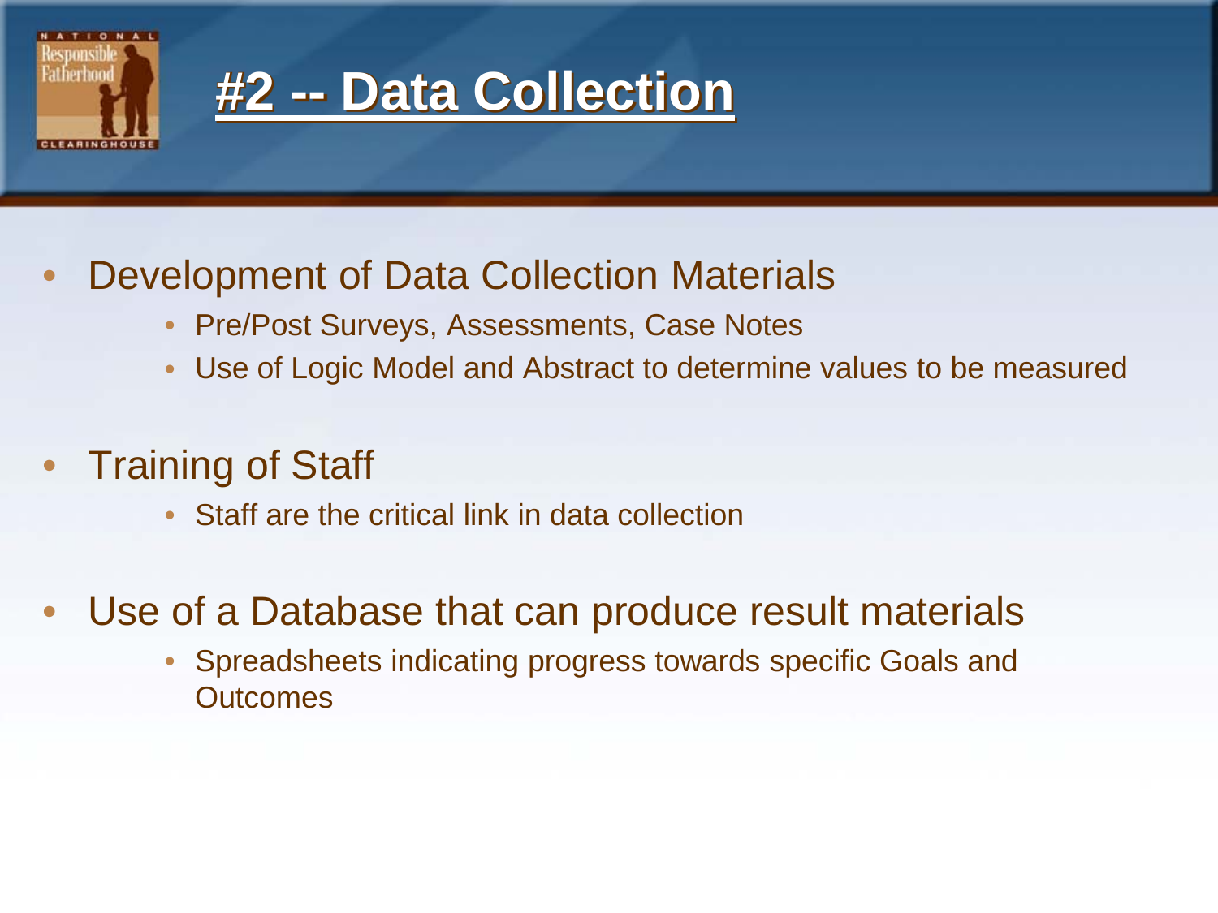# #2 -- Data Collection

- Development of Data Collection Materials
  - Pre/Post Surveys, Assessments, Case Notes
  - Use of Logic Model and Abstract to determine values to be measured

- Training of Staff
  - Staff are the critical link in data collection

- Use of a Database that can produce result materials
  - Spreadsheets indicating progress towards specific Goals and Outcomes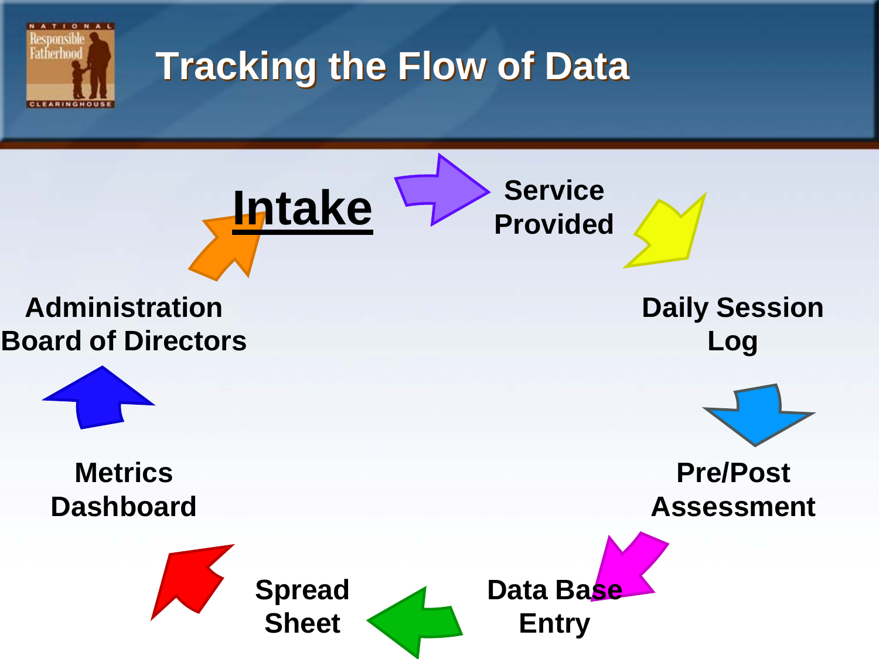# Tracking the Flow of Data

**Intake**

**Service Provided**

**Daily Session Log**

**Pre/Post Assessment**

**Data Base Entry**

**Spread Sheet**

**Metrics Dashboard**

**Administration Board of Directors**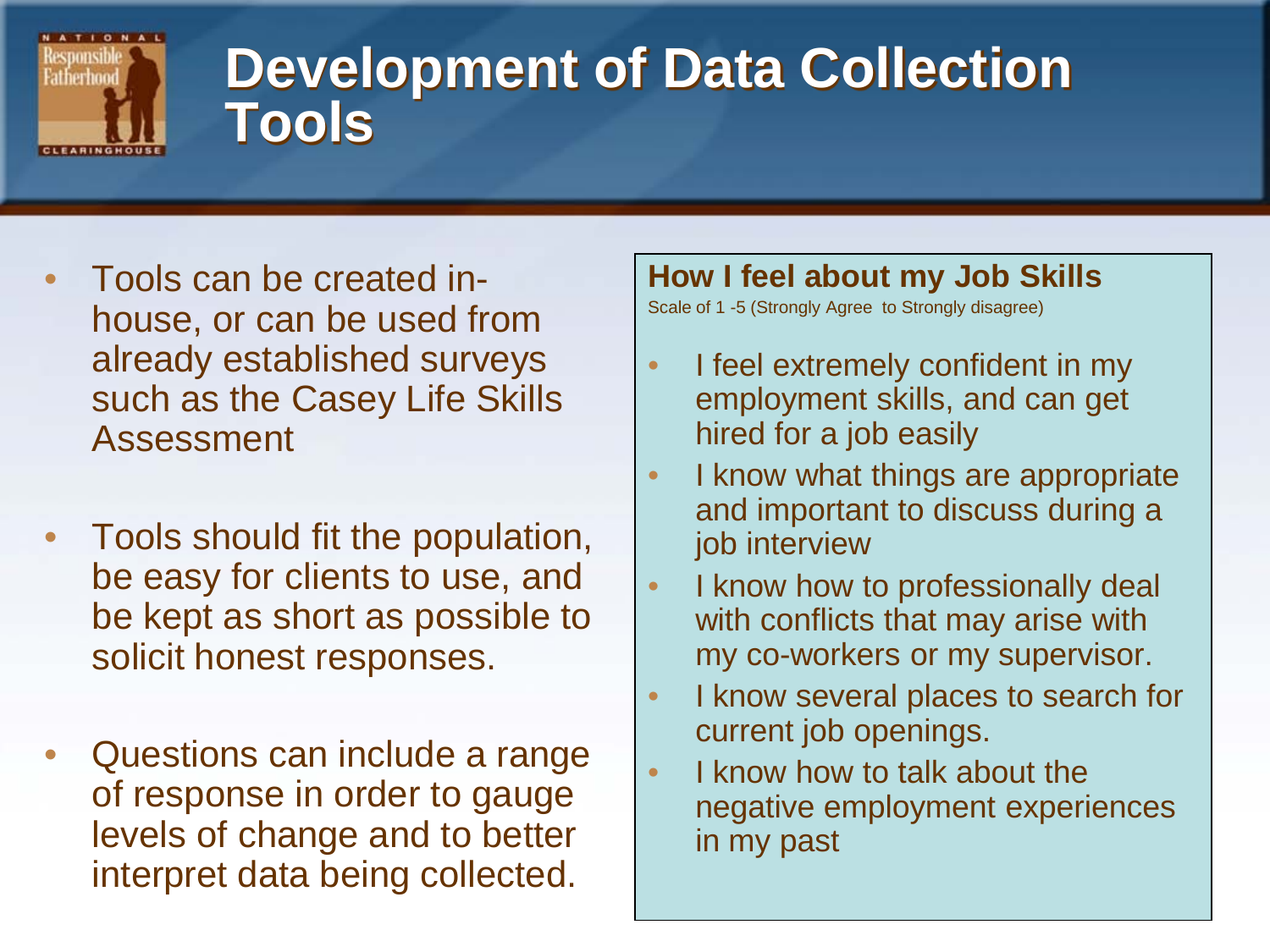# Development of Data Collection Tools

- Tools can be created in-house, or can be used from already established surveys such as the Casey Life Skills Assessment
- Tools should fit the population, be easy for clients to use, and be kept as short as possible to solicit honest responses.
- Questions can include a range of response in order to gauge levels of change and to better interpret data being collected.

**How I feel about my Job Skills**

Scale of 1 -5 (Strongly Agree to Strongly disagree)

- I feel extremely confident in my employment skills, and can get hired for a job easily
- I know what things are appropriate and important to discuss during a job interview
- I know how to professionally deal with conflicts that may arise with my co-workers or my supervisor.
- I know several places to search for current job openings.
- I know how to talk about the negative employment experiences in my past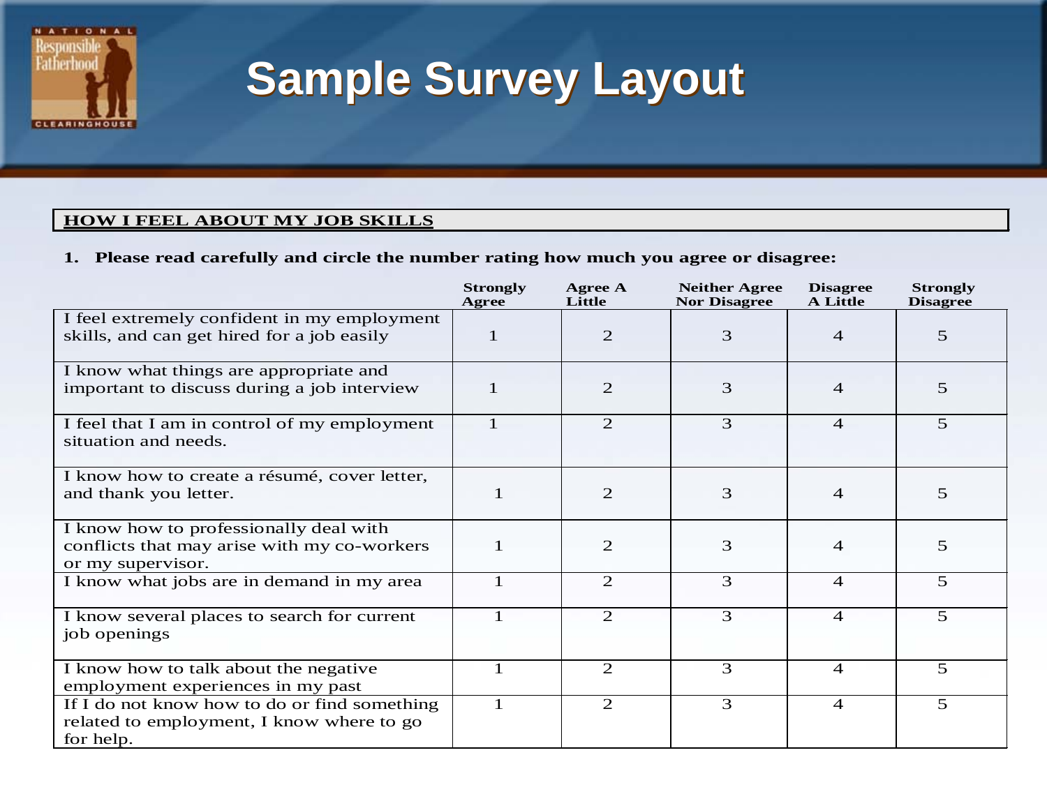# Sample Survey Layout

**HOW I FEEL ABOUT MY JOB SKILLS**

**1. Please read carefully and circle the number rating how much you agree or disagree:**

| | Strongly Agree | Agree A Little | Neither Agree Nor Disagree | Disagree A Little | Strongly Disagree |
|---|---|---|---|---|---|
| I feel extremely confident in my employment skills, and can get hired for a job easily | 1 | 2 | 3 | 4 | 5 |
| I know what things are appropriate and important to discuss during a job interview | 1 | 2 | 3 | 4 | 5 |
| I feel that I am in control of my employment situation and needs. | 1 | 2 | 3 | 4 | 5 |
| I know how to create a résumé, cover letter, and thank you letter. | 1 | 2 | 3 | 4 | 5 |
| I know how to professionally deal with conflicts that may arise with my co-workers or my supervisor. | 1 | 2 | 3 | 4 | 5 |
| I know what jobs are in demand in my area | 1 | 2 | 3 | 4 | 5 |
| I know several places to search for current job openings | 1 | 2 | 3 | 4 | 5 |
| I know how to talk about the negative employment experiences in my past | 1 | 2 | 3 | 4 | 5 |
| If I do not know how to do or find something related to employment, I know where to go for help. | 1 | 2 | 3 | 4 | 5 |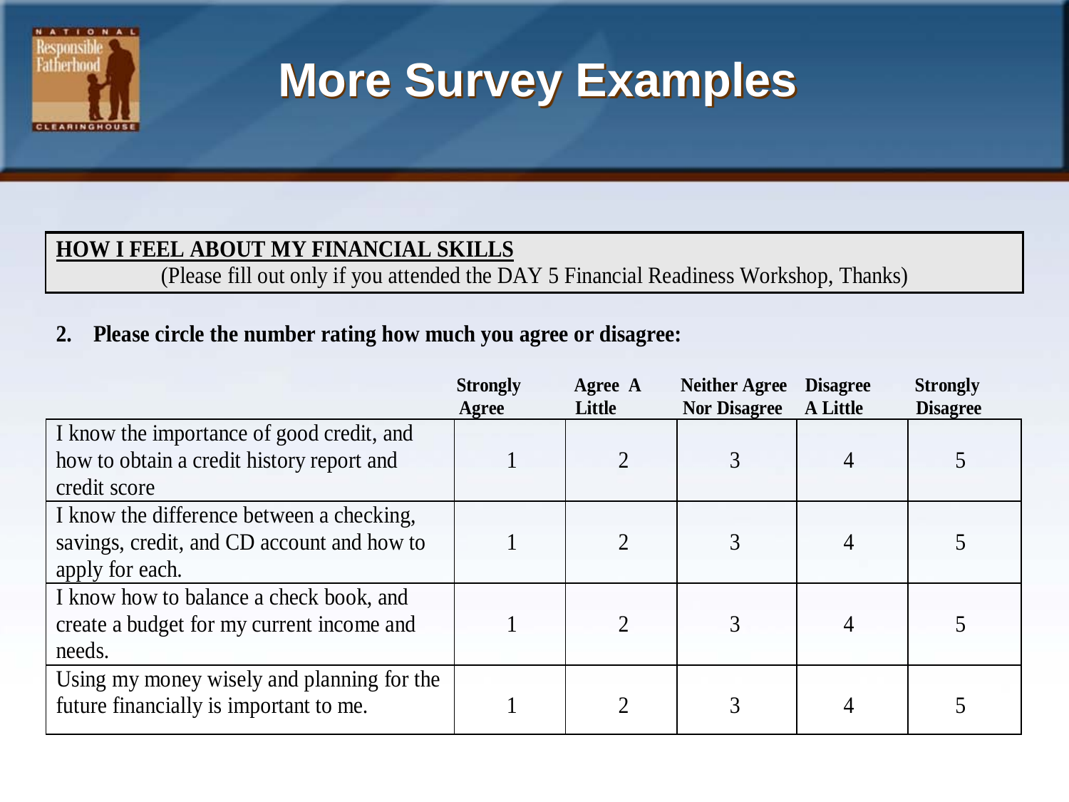# More Survey Examples

**HOW I FEEL ABOUT MY FINANCIAL SKILLS**

(Please fill out only if you attended the DAY 5 Financial Readiness Workshop, Thanks)

**2. Please circle the number rating how much you agree or disagree:**

| | Strongly Agree | Agree A Little | Neither Agree Nor Disagree | Disagree A Little | Strongly Disagree |
|---|---|---|---|---|---|
| I know the importance of good credit, and how to obtain a credit history report and credit score | 1 | 2 | 3 | 4 | 5 |
| I know the difference between a checking, savings, credit, and CD account and how to apply for each. | 1 | 2 | 3 | 4 | 5 |
| I know how to balance a check book, and create a budget for my current income and needs. | 1 | 2 | 3 | 4 | 5 |
| Using my money wisely and planning for the future financially is important to me. | 1 | 2 | 3 | 4 | 5 |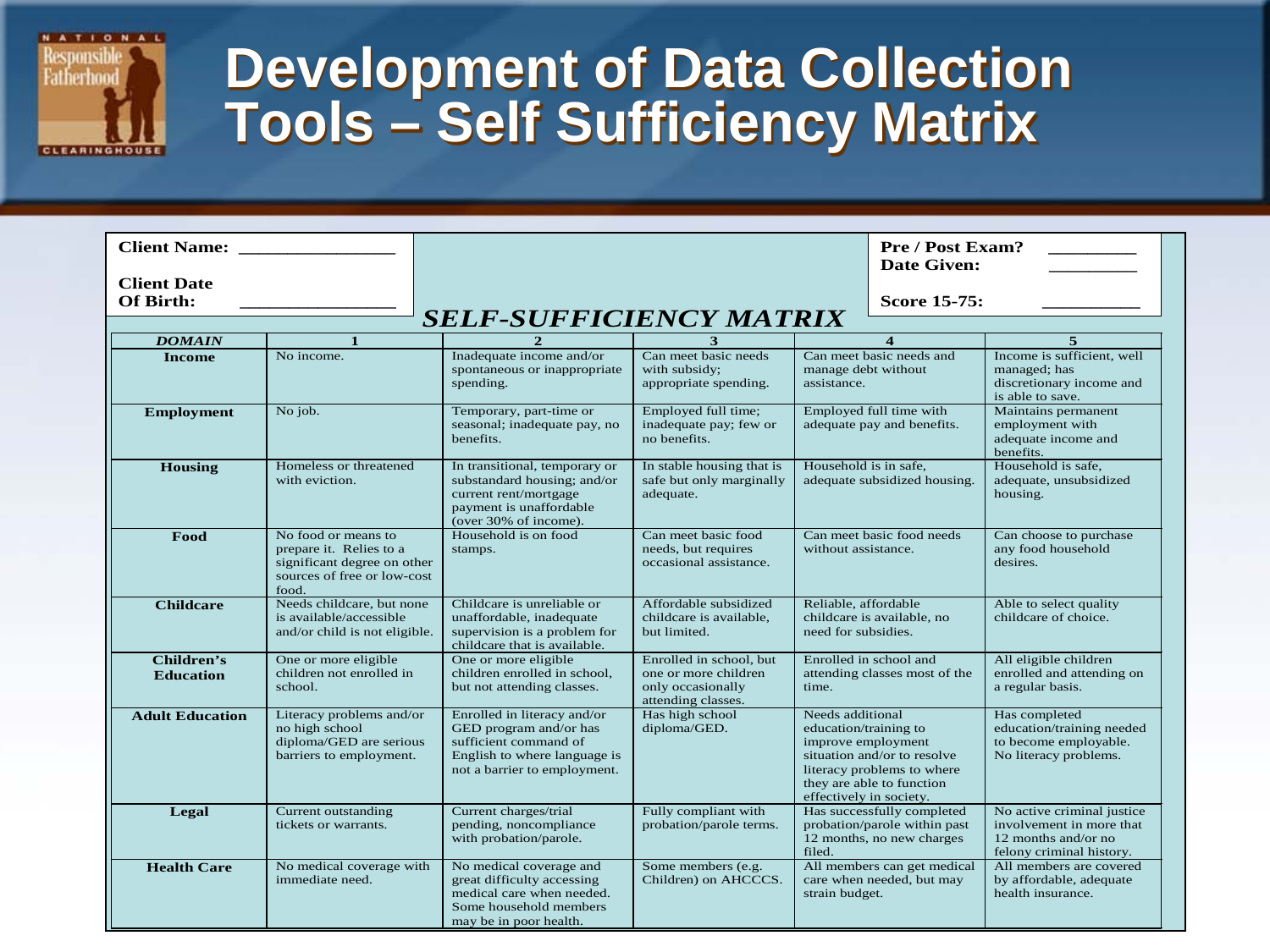# Development of Data Collection Tools – Self Sufficiency Matrix

**Client Name:** _______________

**Client Date Of Birth:** _______________

**Pre / Post Exam?** _________

**Date Given:** _________

**Score 15-75:** __________

## *SELF-SUFFICIENCY MATRIX*

| *DOMAIN* | 1 | 2 | 3 | 4 | 5 |
|---|---|---|---|---|---|
| **Income** | No income. | Inadequate income and/or spontaneous or inappropriate spending. | Can meet basic needs with subsidy; appropriate spending. | Can meet basic needs and manage debt without assistance. | Income is sufficient, well managed; has discretionary income and is able to save. |
| **Employment** | No job. | Temporary, part-time or seasonal; inadequate pay, no benefits. | Employed full time; inadequate pay; few or no benefits. | Employed full time with adequate pay and benefits. | Maintains permanent employment with adequate income and benefits. |
| **Housing** | Homeless or threatened with eviction. | In transitional, temporary or substandard housing; and/or current rent/mortgage payment is unaffordable (over 30% of income). | In stable housing that is safe but only marginally adequate. | Household is in safe, adequate subsidized housing. | Household is safe, adequate, unsubsidized housing. |
| **Food** | No food or means to prepare it. Relies to a significant degree on other sources of free or low-cost food. | Household is on food stamps. | Can meet basic food needs, but requires occasional assistance. | Can meet basic food needs without assistance. | Can choose to purchase any food household desires. |
| **Childcare** | Needs childcare, but none is available/accessible and/or child is not eligible. | Childcare is unreliable or unaffordable, inadequate supervision is a problem for childcare that is available. | Affordable subsidized childcare is available, but limited. | Reliable, affordable childcare is available, no need for subsidies. | Able to select quality childcare of choice. |
| **Children's Education** | One or more eligible children not enrolled in school. | One or more eligible children enrolled in school, but not attending classes. | Enrolled in school, but one or more children only occasionally attending classes. | Enrolled in school and attending classes most of the time. | All eligible children enrolled and attending on a regular basis. |
| **Adult Education** | Literacy problems and/or no high school diploma/GED are serious barriers to employment. | Enrolled in literacy and/or GED program and/or has sufficient command of English to where language is not a barrier to employment. | Has high school diploma/GED. | Needs additional education/training to improve employment situation and/or to resolve literacy problems to where they are able to function effectively in society. | Has completed education/training needed to become employable. No literacy problems. |
| **Legal** | Current outstanding tickets or warrants. | Current charges/trial pending, noncompliance with probation/parole. | Fully compliant with probation/parole terms. | Has successfully completed probation/parole within past 12 months, no new charges filed. | No active criminal justice involvement in more that 12 months and/or no felony criminal history. |
| **Health Care** | No medical coverage with immediate need. | No medical coverage and great difficulty accessing medical care when needed. Some household members may be in poor health. | Some members (e.g. Children) on AHCCCS. | All members can get medical care when needed, but may strain budget. | All members are covered by affordable, adequate health insurance. |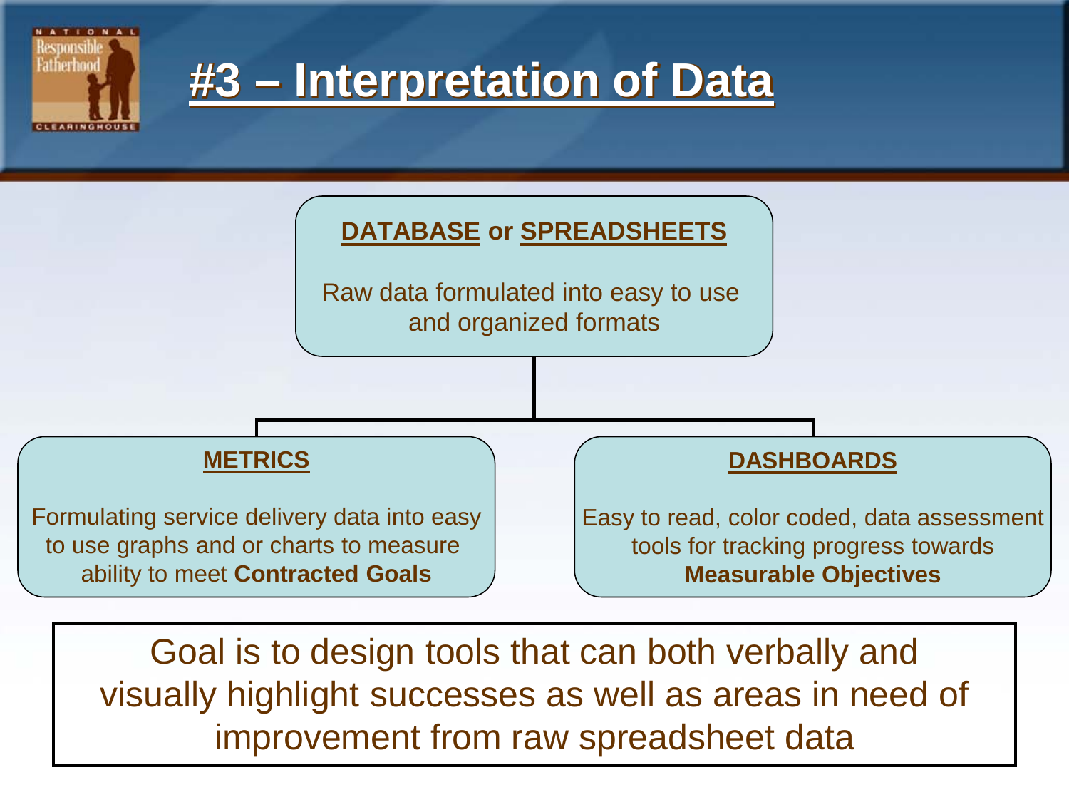# #3 – Interpretation of Data

**DATABASE or SPREADSHEETS**

Raw data formulated into easy to use and organized formats

**METRICS**

Formulating service delivery data into easy to use graphs and or charts to measure ability to meet **Contracted Goals**

**DASHBOARDS**

Easy to read, color coded, data assessment tools for tracking progress towards **Measurable Objectives**

Goal is to design tools that can both verbally and visually highlight successes as well as areas in need of improvement from raw spreadsheet data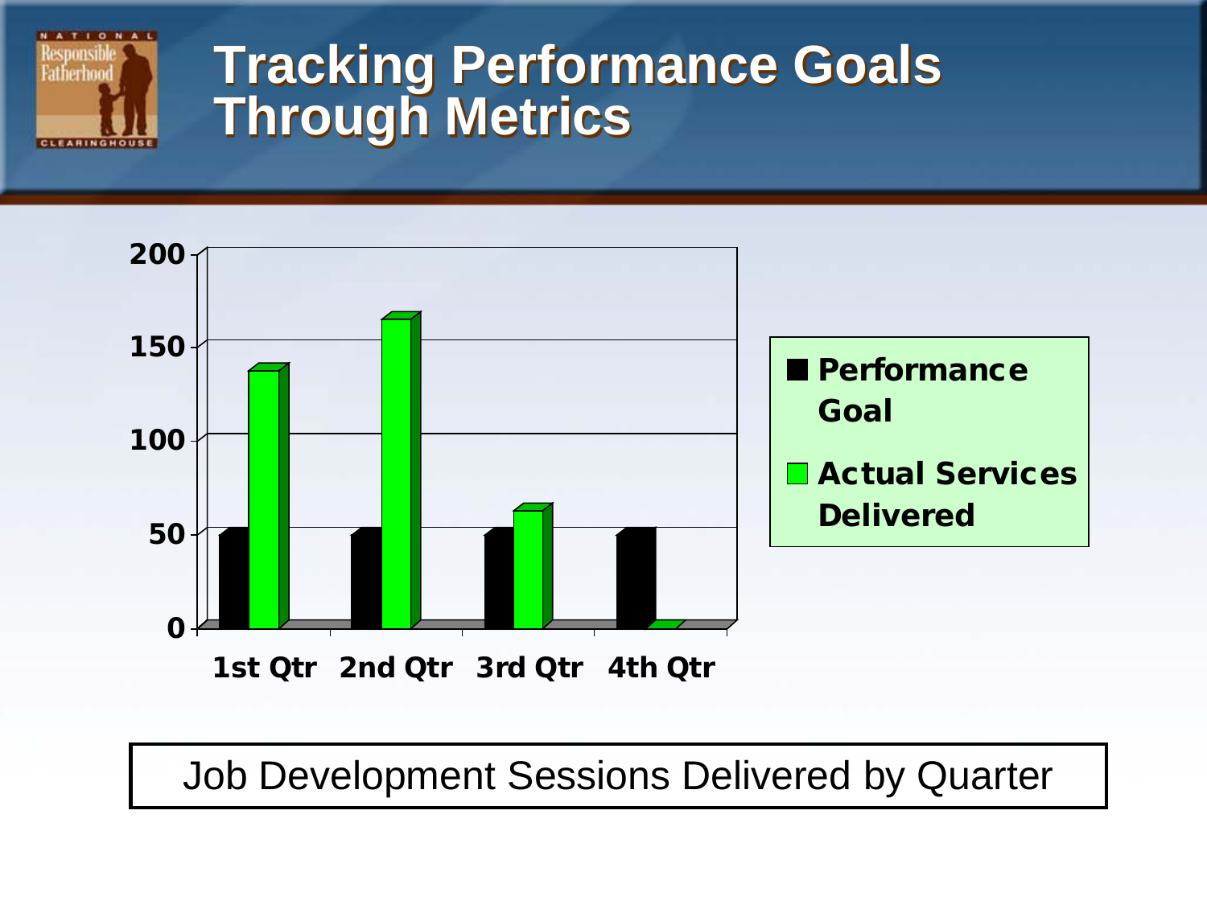# Tracking Performance Goals Through Metrics

| | 1st Qtr | 2nd Qtr | 3rd Qtr | 4th Qtr |
|---|---|---|---|---|
| Performance Goal | 50 | 50 | 50 | 50 |
| Actual Services Delivered | 137 | 165 | 62 | 0 |

Job Development Sessions Delivered by Quarter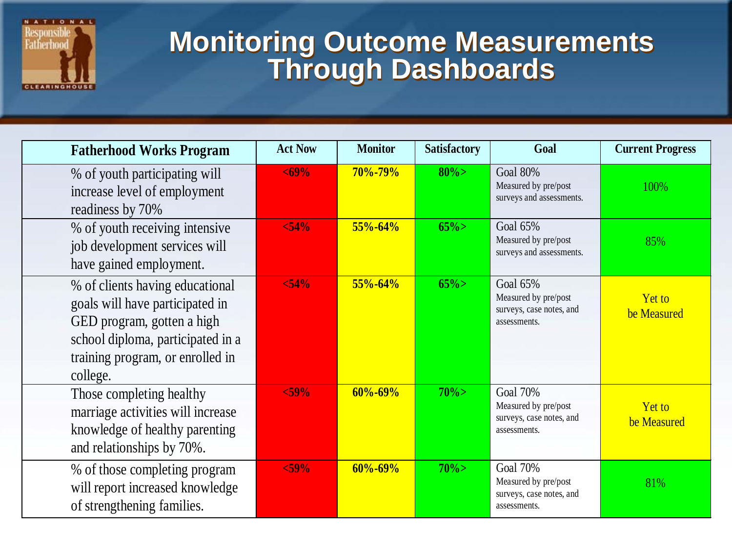# Monitoring Outcome Measurements Through Dashboards

| Fatherhood Works Program | Act Now | Monitor | Satisfactory | Goal | Current Progress |
|---|---|---|---|---|---|
| % of youth participating will increase level of employment readiness by 70% | <69% | 70%-79% | 80%> | Goal 80% Measured by pre/post surveys and assessments. | 100% |
| % of youth receiving intensive job development services will have gained employment. | <54% | 55%-64% | 65%> | Goal 65% Measured by pre/post surveys and assessments. | 85% |
| % of clients having educational goals will have participated in GED program, gotten a high school diploma, participated in a training program, or enrolled in college. | <54% | 55%-64% | 65%> | Goal 65% Measured by pre/post surveys, case notes, and assessments. | Yet to be Measured |
| Those completing healthy marriage activities will increase knowledge of healthy parenting and relationships by 70%. | <59% | 60%-69% | 70%> | Goal 70% Measured by pre/post surveys, case notes, and assessments. | Yet to be Measured |
| % of those completing program will report increased knowledge of strengthening families. | <59% | 60%-69% | 70%> | Goal 70% Measured by pre/post surveys, case notes, and assessments. | 81% |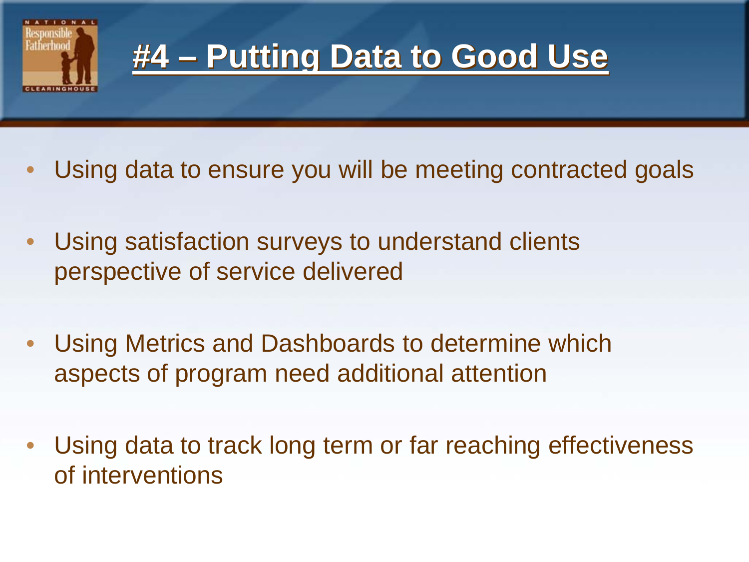# #4 – Putting Data to Good Use

- Using data to ensure you will be meeting contracted goals
- Using satisfaction surveys to understand clients perspective of service delivered
- Using Metrics and Dashboards to determine which aspects of program need additional attention
- Using data to track long term or far reaching effectiveness of interventions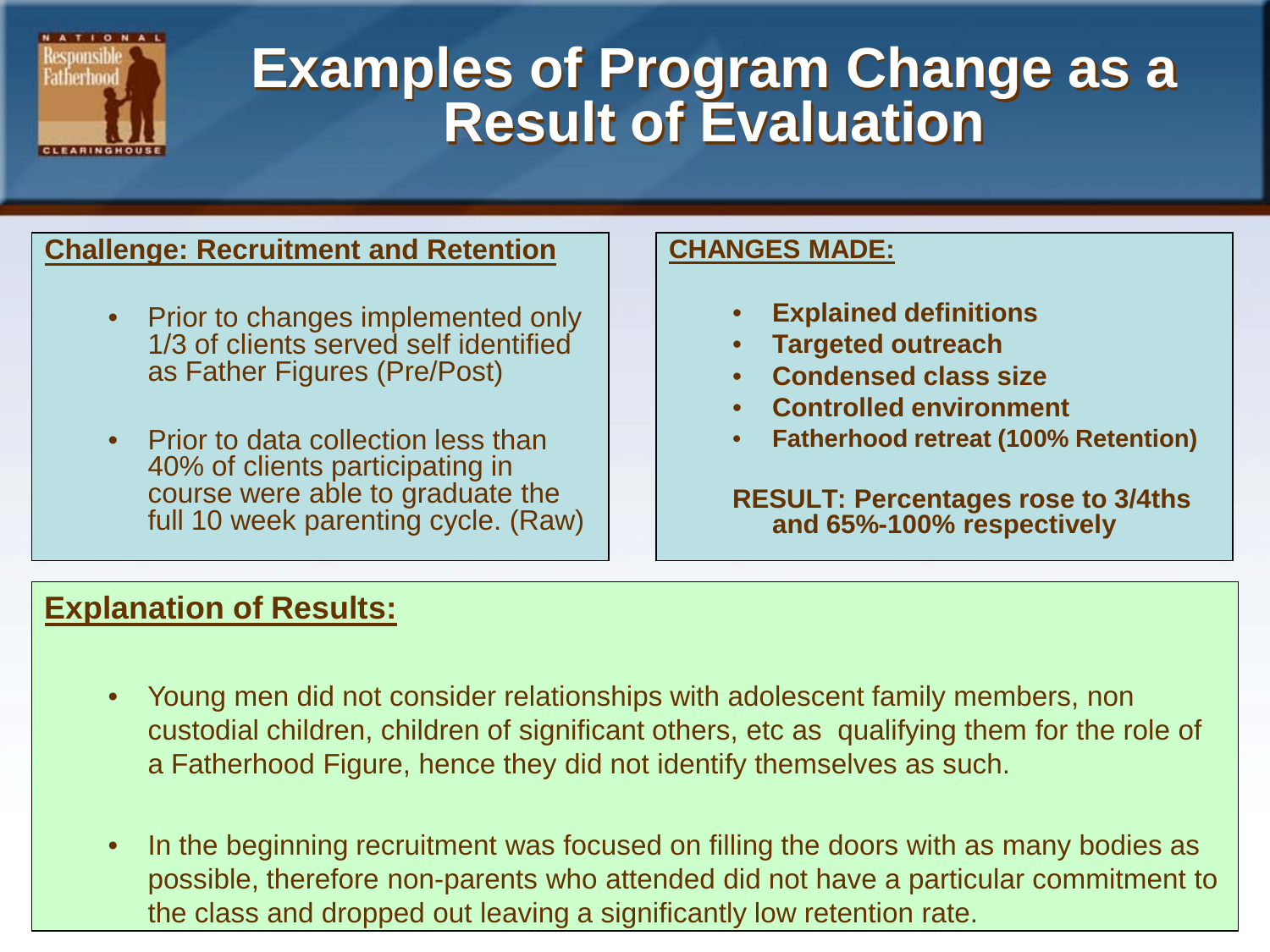# Examples of Program Change as a Result of Evaluation

**Challenge: Recruitment and Retention**

- Prior to changes implemented only 1/3 of clients served self identified as Father Figures (Pre/Post)
- Prior to data collection less than 40% of clients participating in course were able to graduate the full 10 week parenting cycle. (Raw)

**CHANGES MADE:**

- **Explained definitions**
- **Targeted outreach**
- **Condensed class size**
- **Controlled environment**
- **Fatherhood retreat (100% Retention)**

**RESULT: Percentages rose to 3/4ths and 65%-100% respectively**

**Explanation of Results:**

- Young men did not consider relationships with adolescent family members, non custodial children, children of significant others, etc as qualifying them for the role of a Fatherhood Figure, hence they did not identify themselves as such.
- In the beginning recruitment was focused on filling the doors with as many bodies as possible, therefore non-parents who attended did not have a particular commitment to the class and dropped out leaving a significantly low retention rate.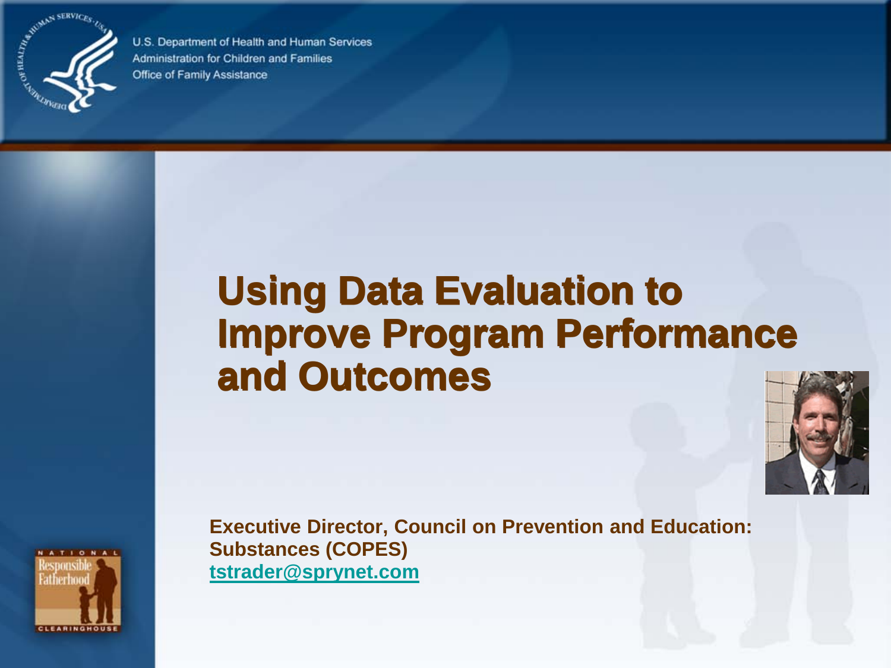U.S. Department of Health and Human Services
Administration for Children and Families
Office of Family Assistance

# Using Data Evaluation to Improve Program Performance and Outcomes

**Executive Director, Council on Prevention and Education: Substances (COPES)**
**tstrader@sprynet.com**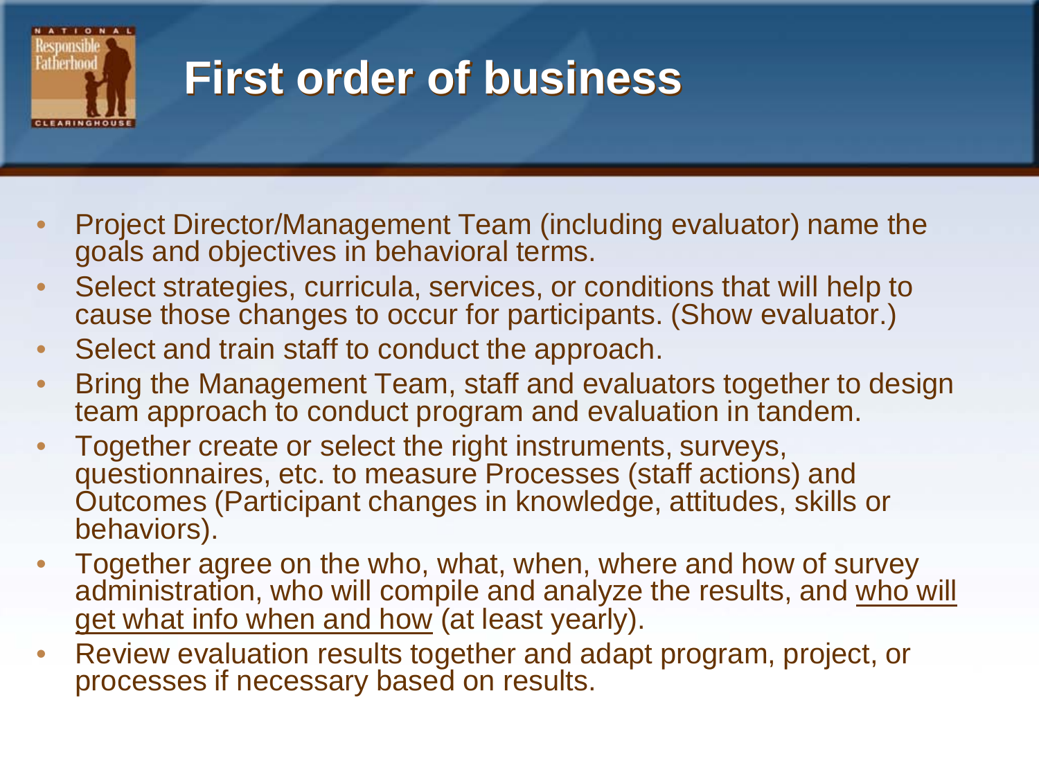# First order of business

- Project Director/Management Team (including evaluator) name the goals and objectives in behavioral terms.
- Select strategies, curricula, services, or conditions that will help to cause those changes to occur for participants. (Show evaluator.)
- Select and train staff to conduct the approach.
- Bring the Management Team, staff and evaluators together to design team approach to conduct program and evaluation in tandem.
- Together create or select the right instruments, surveys, questionnaires, etc. to measure Processes (staff actions) and Outcomes (Participant changes in knowledge, attitudes, skills or behaviors).
- Together agree on the who, what, when, where and how of survey administration, who will compile and analyze the results, and <u>who will get what info when and how</u> (at least yearly).
- Review evaluation results together and adapt program, project, or processes if necessary based on results.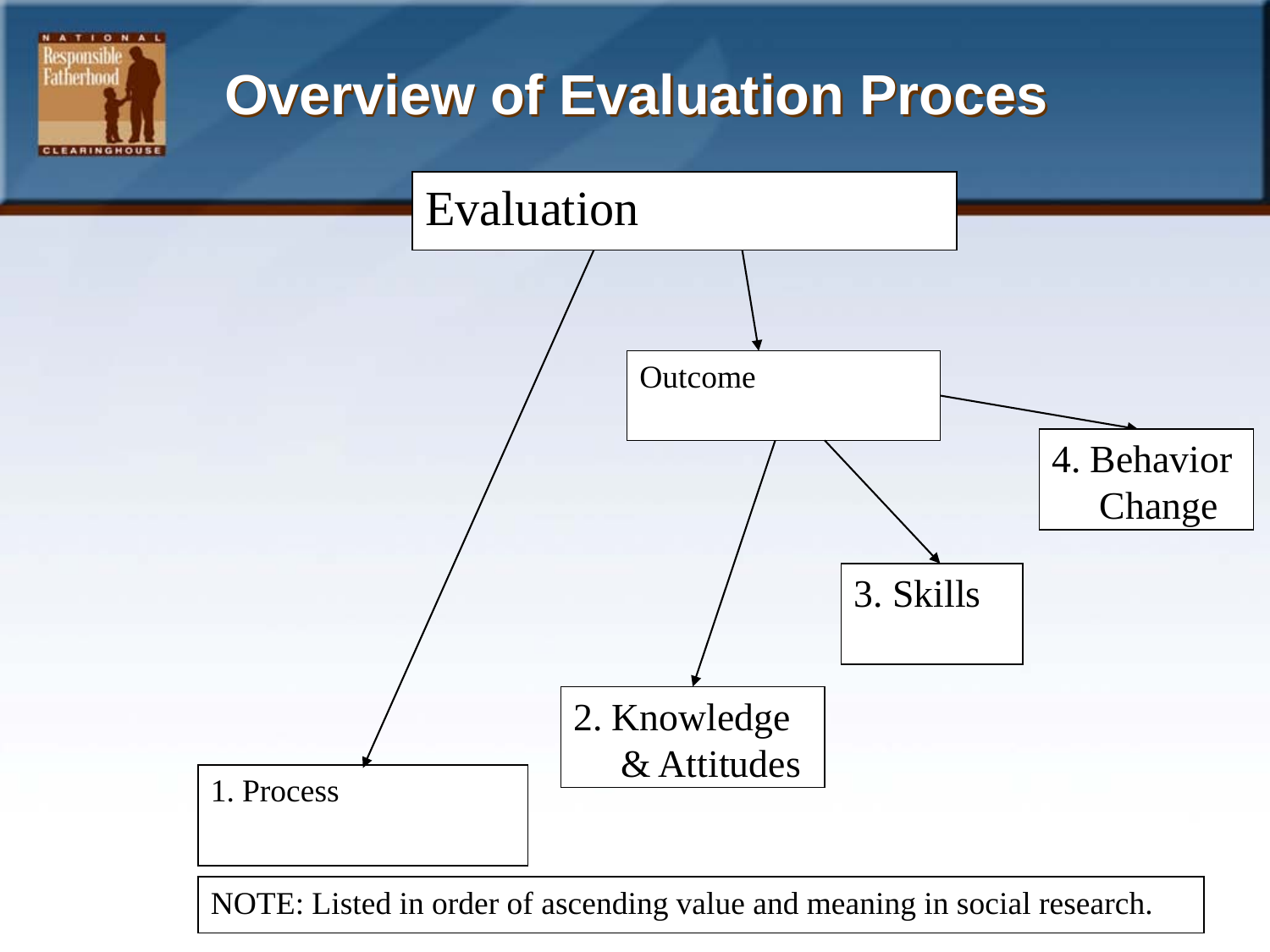# Overview of Evaluation Proces

Evaluation

- 1. Process
- Outcome
  - 2. Knowledge & Attitudes
  - 3. Skills
  - 4. Behavior Change

NOTE: Listed in order of ascending value and meaning in social research.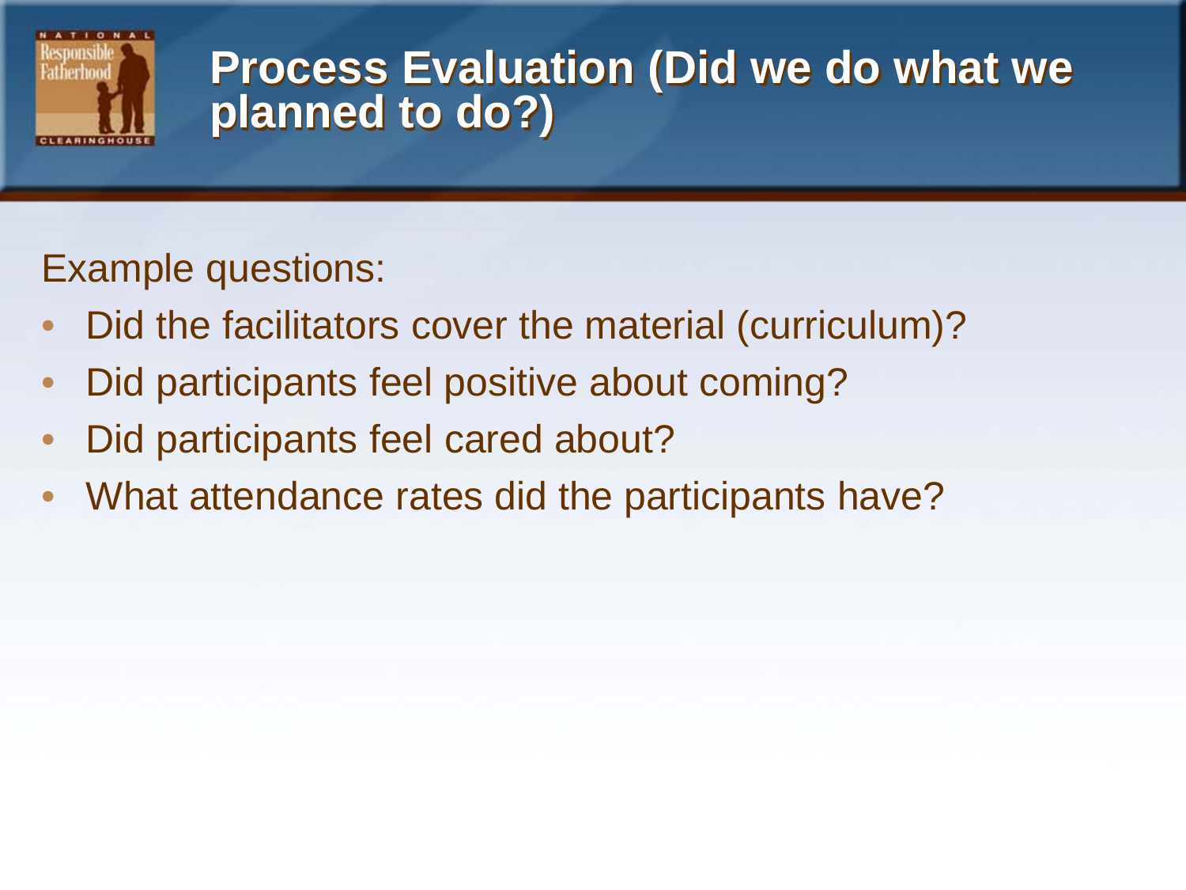# Process Evaluation (Did we do what we planned to do?)

Example questions:

- Did the facilitators cover the material (curriculum)?
- Did participants feel positive about coming?
- Did participants feel cared about?
- What attendance rates did the participants have?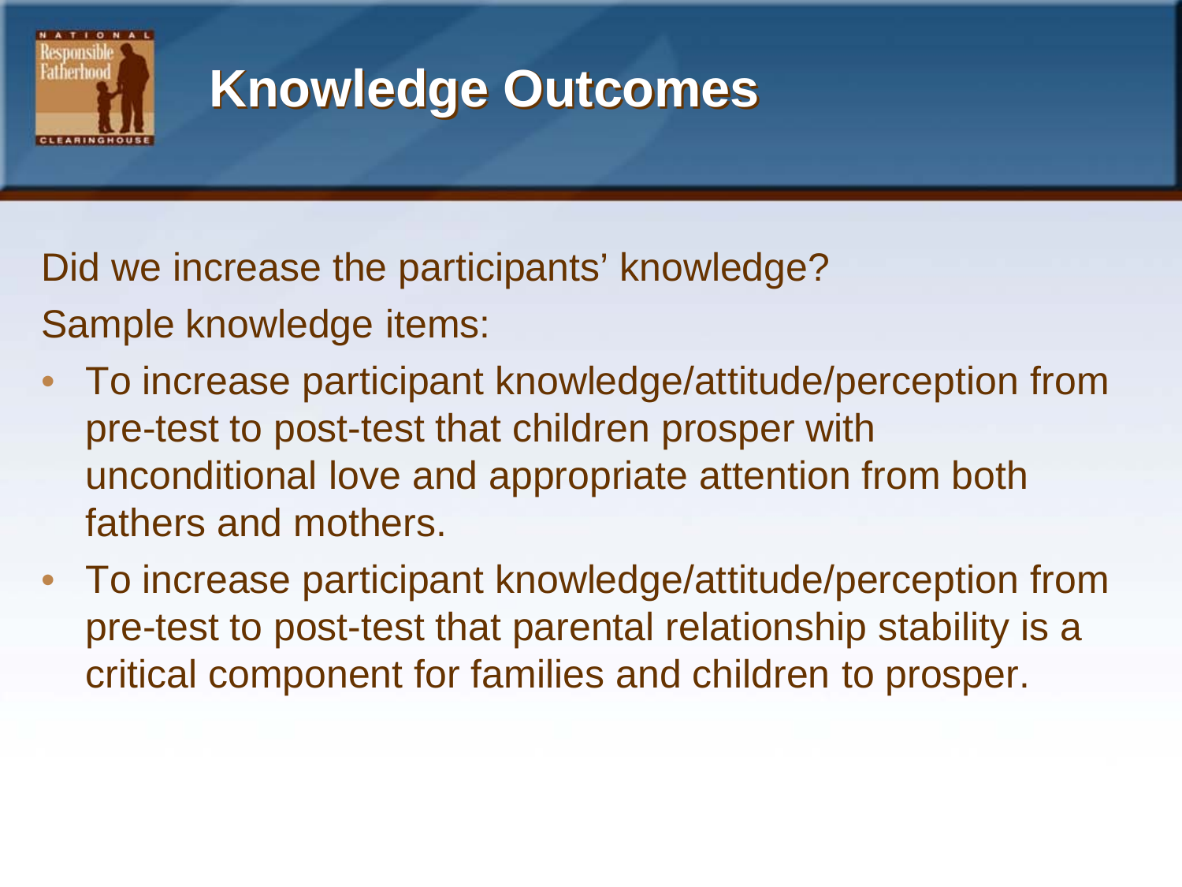# Knowledge Outcomes

Did we increase the participants' knowledge?

Sample knowledge items:

- To increase participant knowledge/attitude/perception from pre-test to post-test that children prosper with unconditional love and appropriate attention from both fathers and mothers.
- To increase participant knowledge/attitude/perception from pre-test to post-test that parental relationship stability is a critical component for families and children to prosper.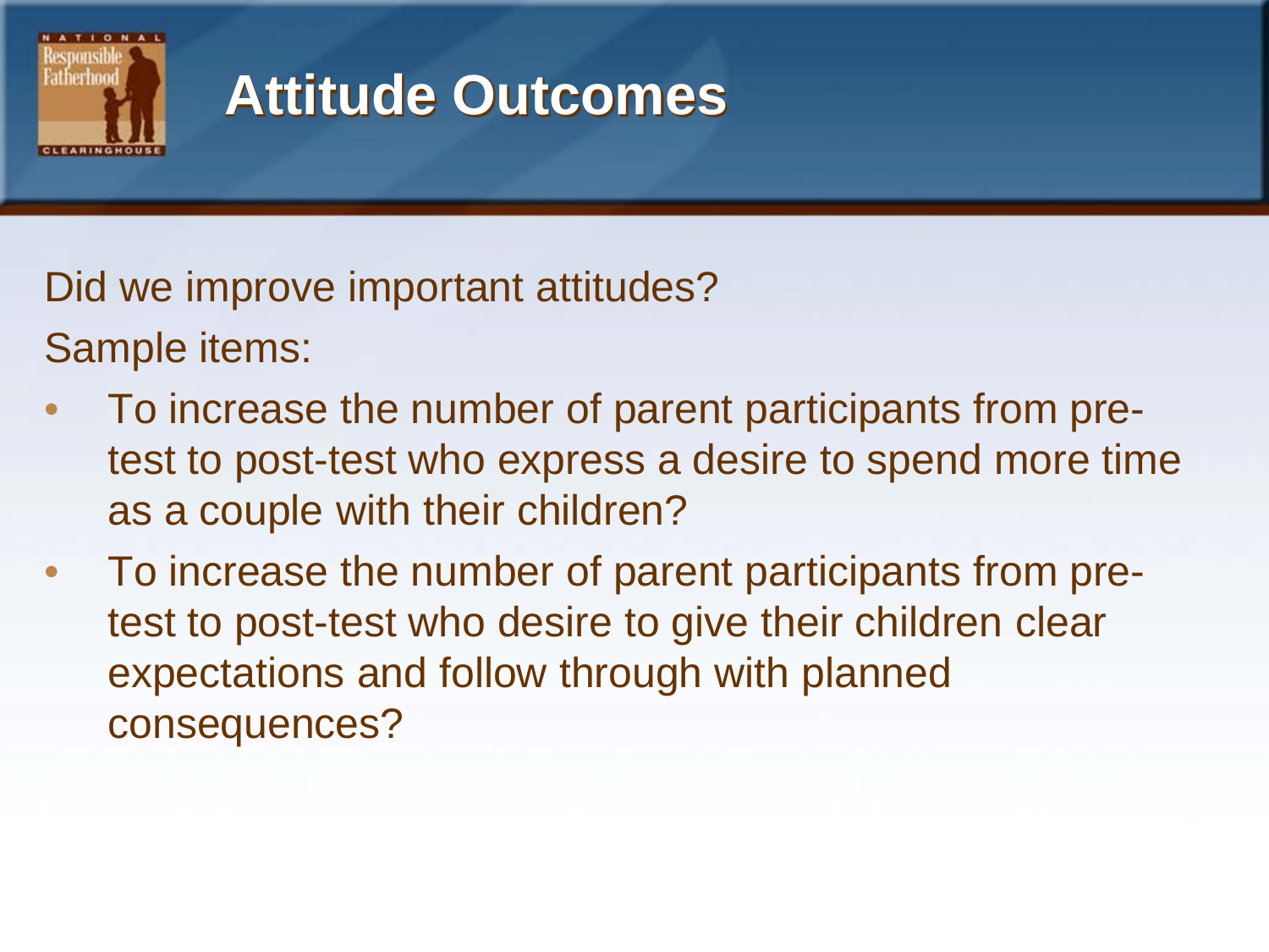# Attitude Outcomes

Did we improve important attitudes?

Sample items:

- To increase the number of parent participants from pre-test to post-test who express a desire to spend more time as a couple with their children?
- To increase the number of parent participants from pre-test to post-test who desire to give their children clear expectations and follow through with planned consequences?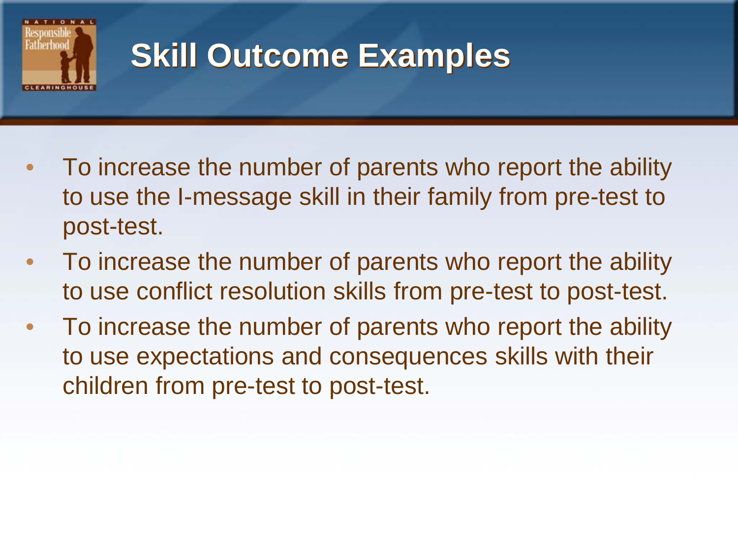# Skill Outcome Examples

- To increase the number of parents who report the ability to use the I-message skill in their family from pre-test to post-test.
- To increase the number of parents who report the ability to use conflict resolution skills from pre-test to post-test.
- To increase the number of parents who report the ability to use expectations and consequences skills with their children from pre-test to post-test.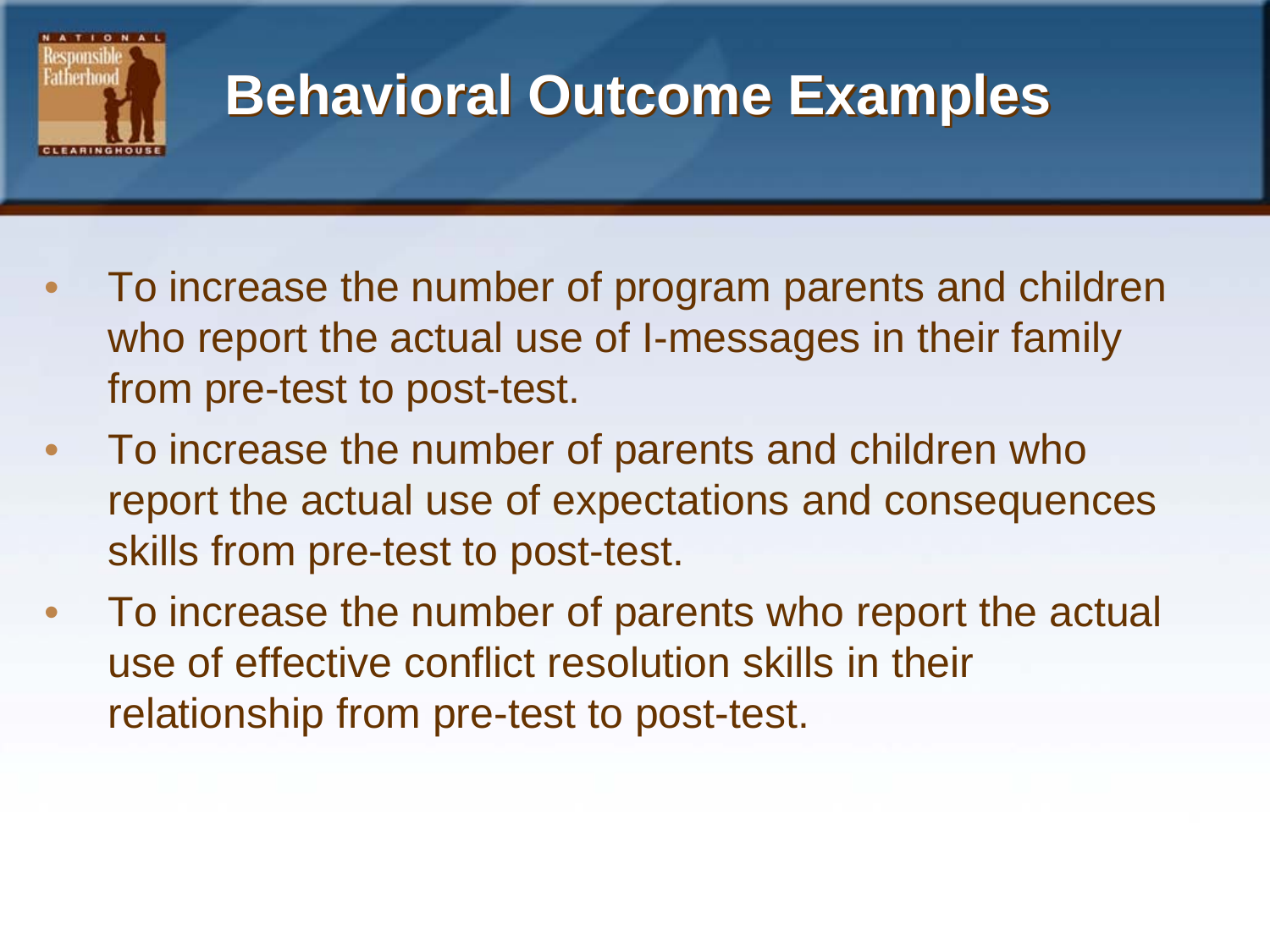# Behavioral Outcome Examples

- To increase the number of program parents and children who report the actual use of I-messages in their family from pre-test to post-test.
- To increase the number of parents and children who report the actual use of expectations and consequences skills from pre-test to post-test.
- To increase the number of parents who report the actual use of effective conflict resolution skills in their relationship from pre-test to post-test.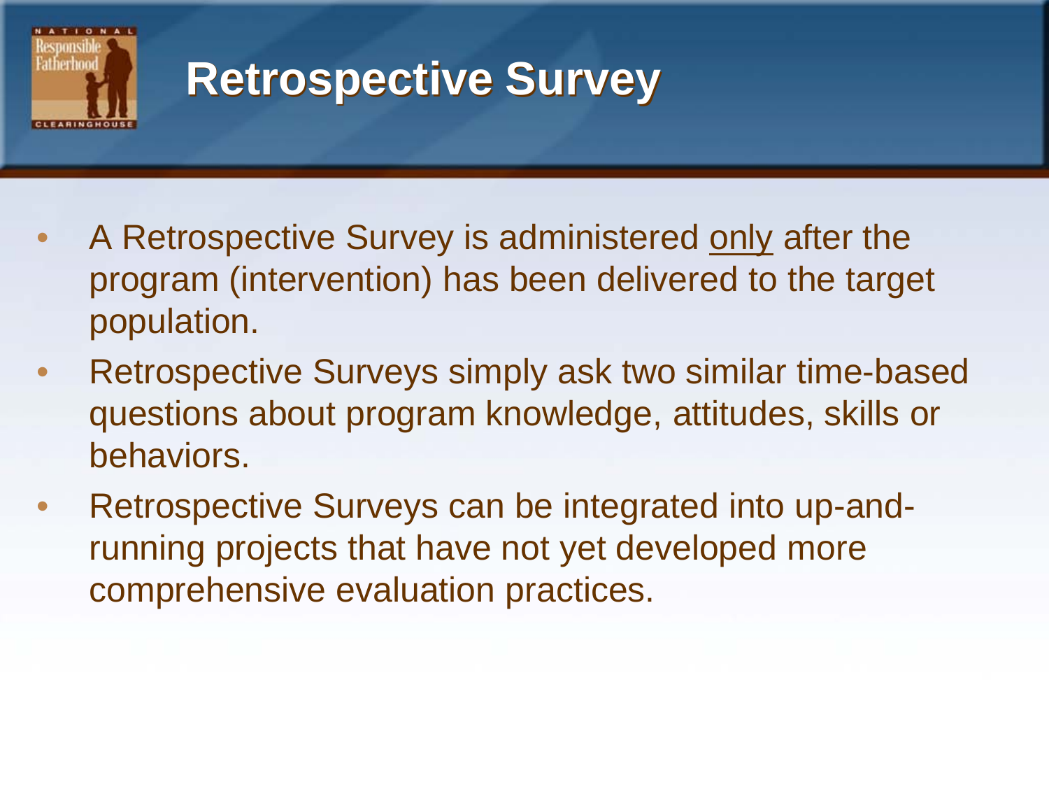# Retrospective Survey

- A Retrospective Survey is administered only after the program (intervention) has been delivered to the target population.
- Retrospective Surveys simply ask two similar time-based questions about program knowledge, attitudes, skills or behaviors.
- Retrospective Surveys can be integrated into up-and-running projects that have not yet developed more comprehensive evaluation practices.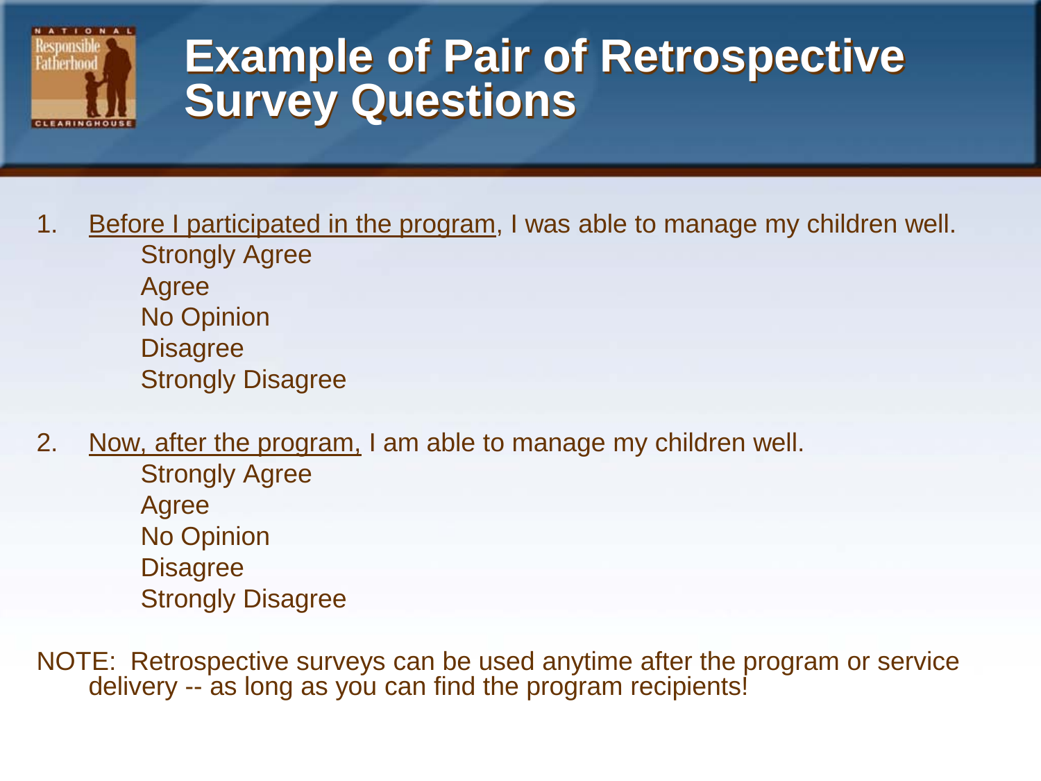# Example of Pair of Retrospective Survey Questions

1. <u>Before I participated in the program</u>, I was able to manage my children well.
   - Strongly Agree
   - Agree
   - No Opinion
   - Disagree
   - Strongly Disagree

2. <u>Now, after the program,</u> I am able to manage my children well.
   - Strongly Agree
   - Agree
   - No Opinion
   - Disagree
   - Strongly Disagree

NOTE: Retrospective surveys can be used anytime after the program or service delivery -- as long as you can find the program recipients!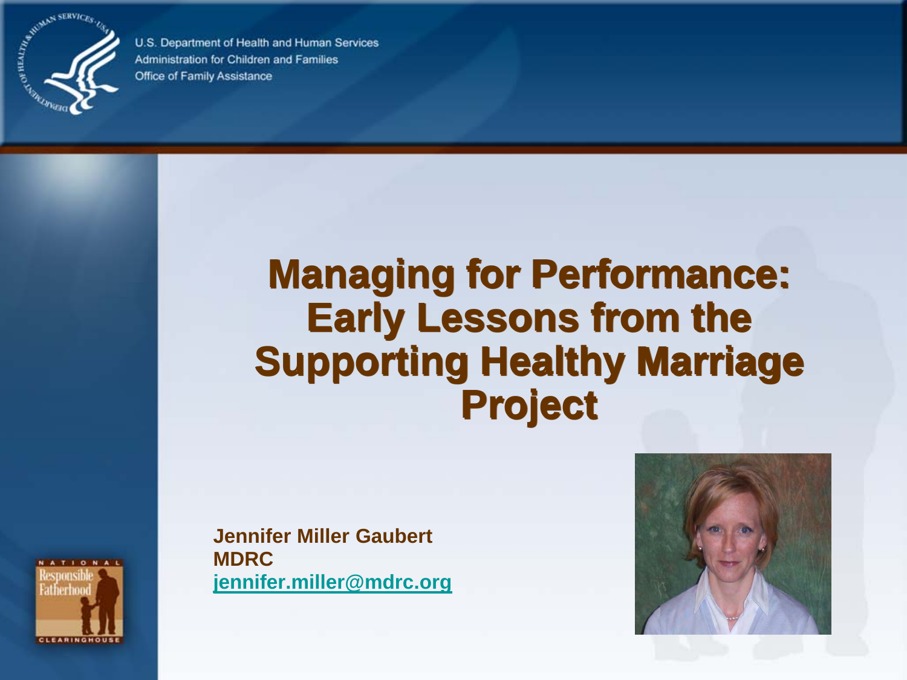U.S. Department of Health and Human Services
Administration for Children and Families
Office of Family Assistance

# Managing for Performance: Early Lessons from the Supporting Healthy Marriage Project

**Jennifer Miller Gaubert**
**MDRC**
**jennifer.miller@mdrc.org**

NATIONAL Responsible Fatherhood CLEARINGHOUSE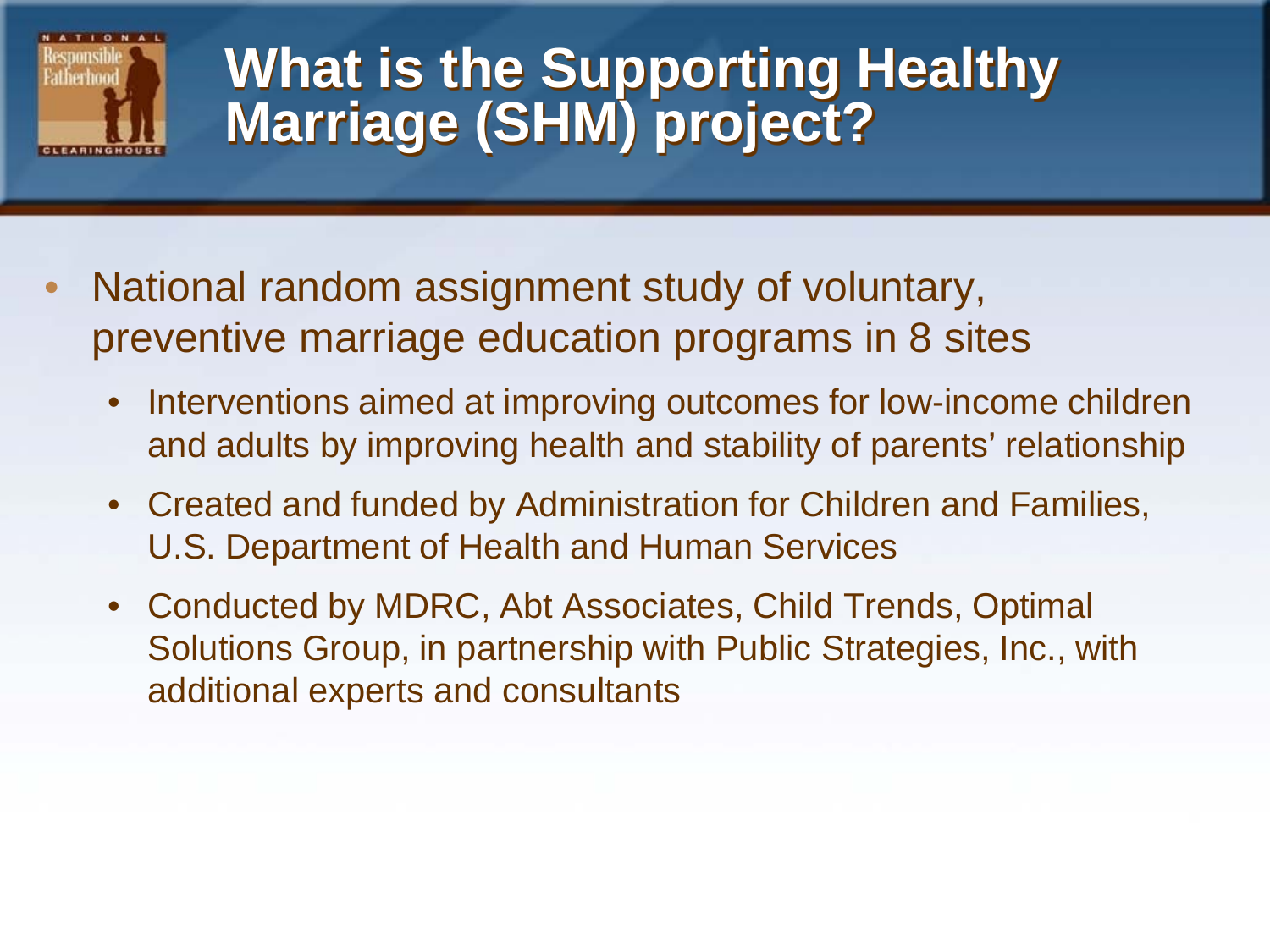# What is the Supporting Healthy Marriage (SHM) project?

- National random assignment study of voluntary, preventive marriage education programs in 8 sites
  - Interventions aimed at improving outcomes for low-income children and adults by improving health and stability of parents' relationship
  - Created and funded by Administration for Children and Families, U.S. Department of Health and Human Services
  - Conducted by MDRC, Abt Associates, Child Trends, Optimal Solutions Group, in partnership with Public Strategies, Inc., with additional experts and consultants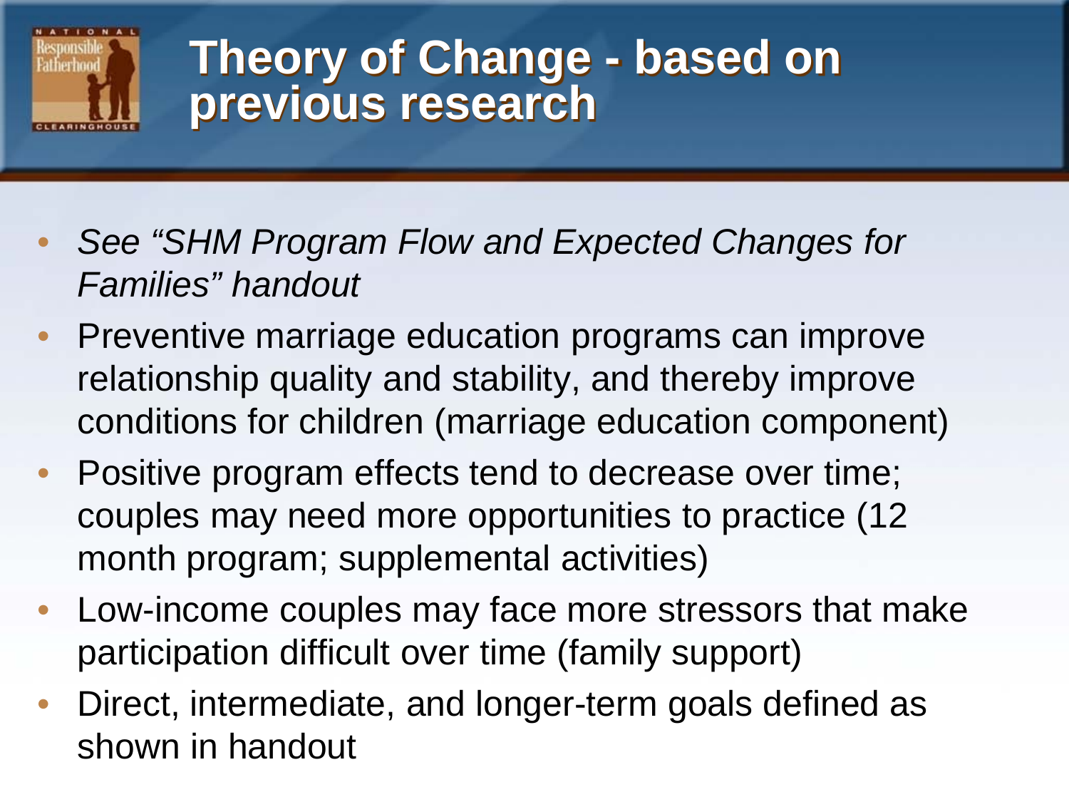# Theory of Change - based on previous research

- *See "SHM Program Flow and Expected Changes for Families" handout*
- Preventive marriage education programs can improve relationship quality and stability, and thereby improve conditions for children (marriage education component)
- Positive program effects tend to decrease over time; couples may need more opportunities to practice (12 month program; supplemental activities)
- Low-income couples may face more stressors that make participation difficult over time (family support)
- Direct, intermediate, and longer-term goals defined as shown in handout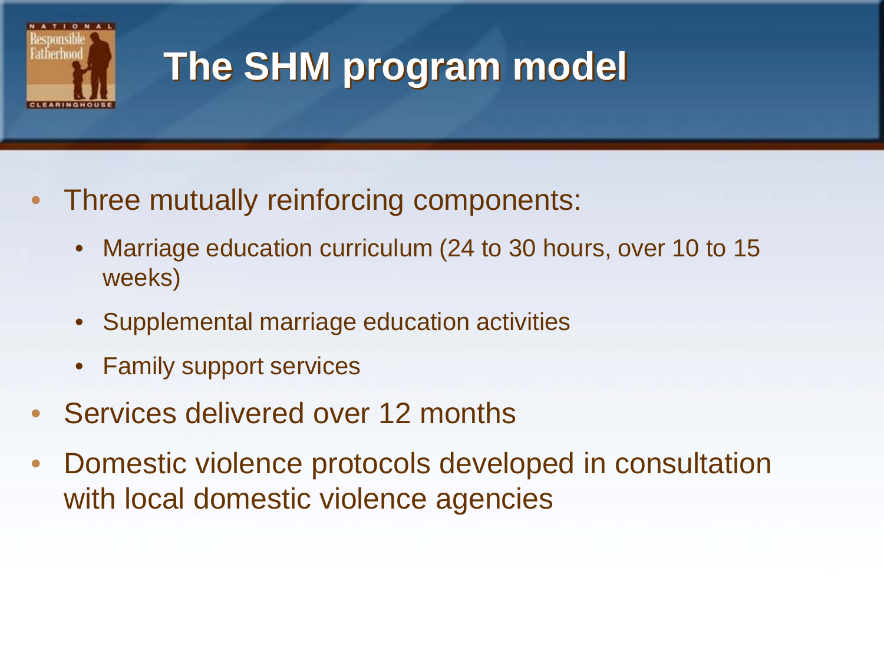# The SHM program model

- Three mutually reinforcing components:
  - Marriage education curriculum (24 to 30 hours, over 10 to 15 weeks)
  - Supplemental marriage education activities
  - Family support services
- Services delivered over 12 months
- Domestic violence protocols developed in consultation with local domestic violence agencies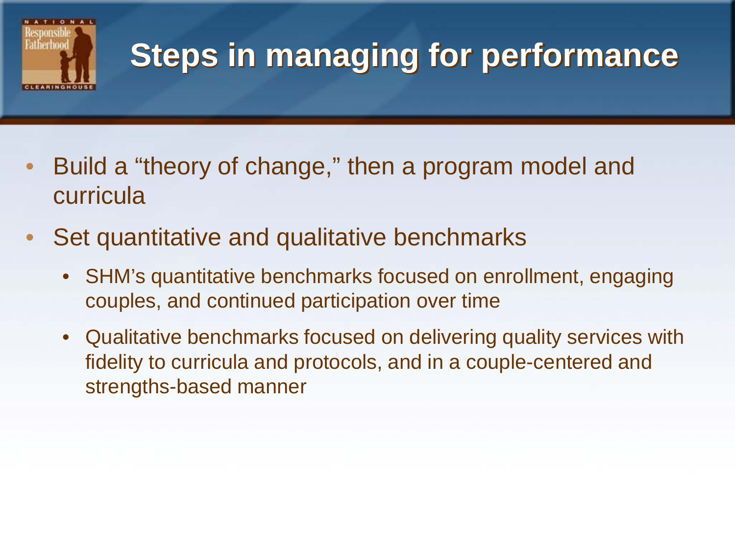# Steps in managing for performance

- Build a "theory of change," then a program model and curricula
- Set quantitative and qualitative benchmarks
  - SHM's quantitative benchmarks focused on enrollment, engaging couples, and continued participation over time
  - Qualitative benchmarks focused on delivering quality services with fidelity to curricula and protocols, and in a couple-centered and strengths-based manner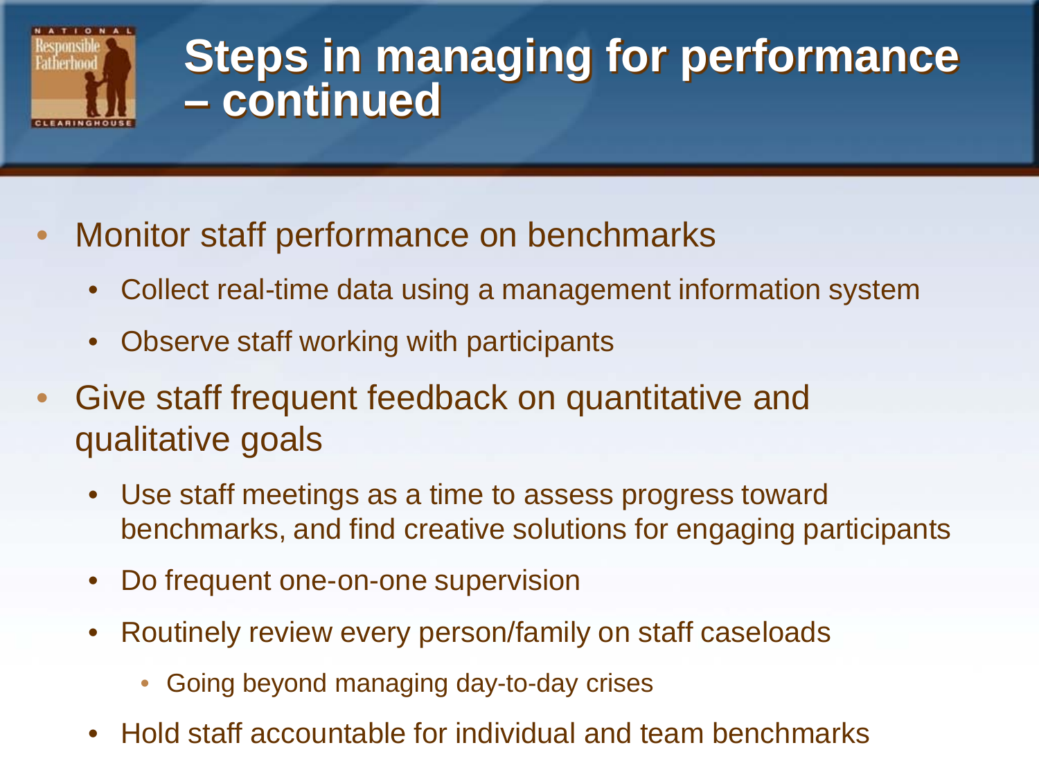# Steps in managing for performance – continued

- Monitor staff performance on benchmarks
  - Collect real-time data using a management information system
  - Observe staff working with participants
- Give staff frequent feedback on quantitative and qualitative goals
  - Use staff meetings as a time to assess progress toward benchmarks, and find creative solutions for engaging participants
  - Do frequent one-on-one supervision
  - Routinely review every person/family on staff caseloads
    - Going beyond managing day-to-day crises
  - Hold staff accountable for individual and team benchmarks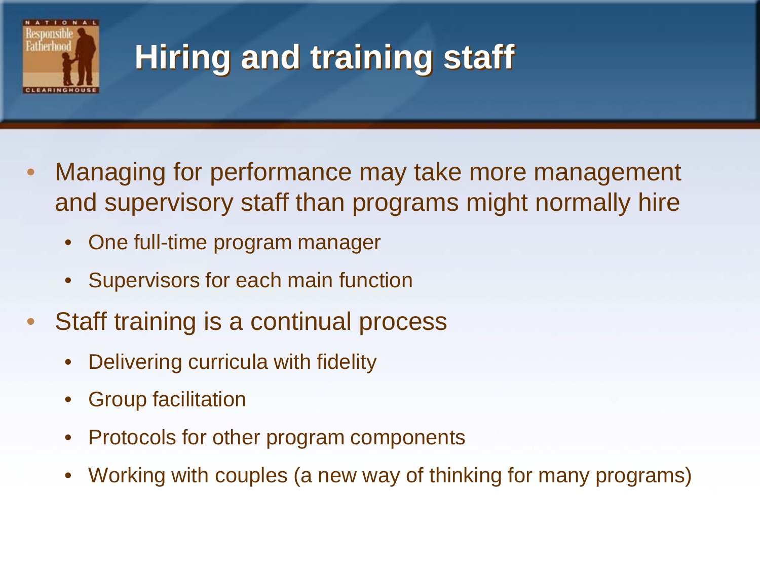# Hiring and training staff

- Managing for performance may take more management and supervisory staff than programs might normally hire
  - One full-time program manager
  - Supervisors for each main function
- Staff training is a continual process
  - Delivering curricula with fidelity
  - Group facilitation
  - Protocols for other program components
  - Working with couples (a new way of thinking for many programs)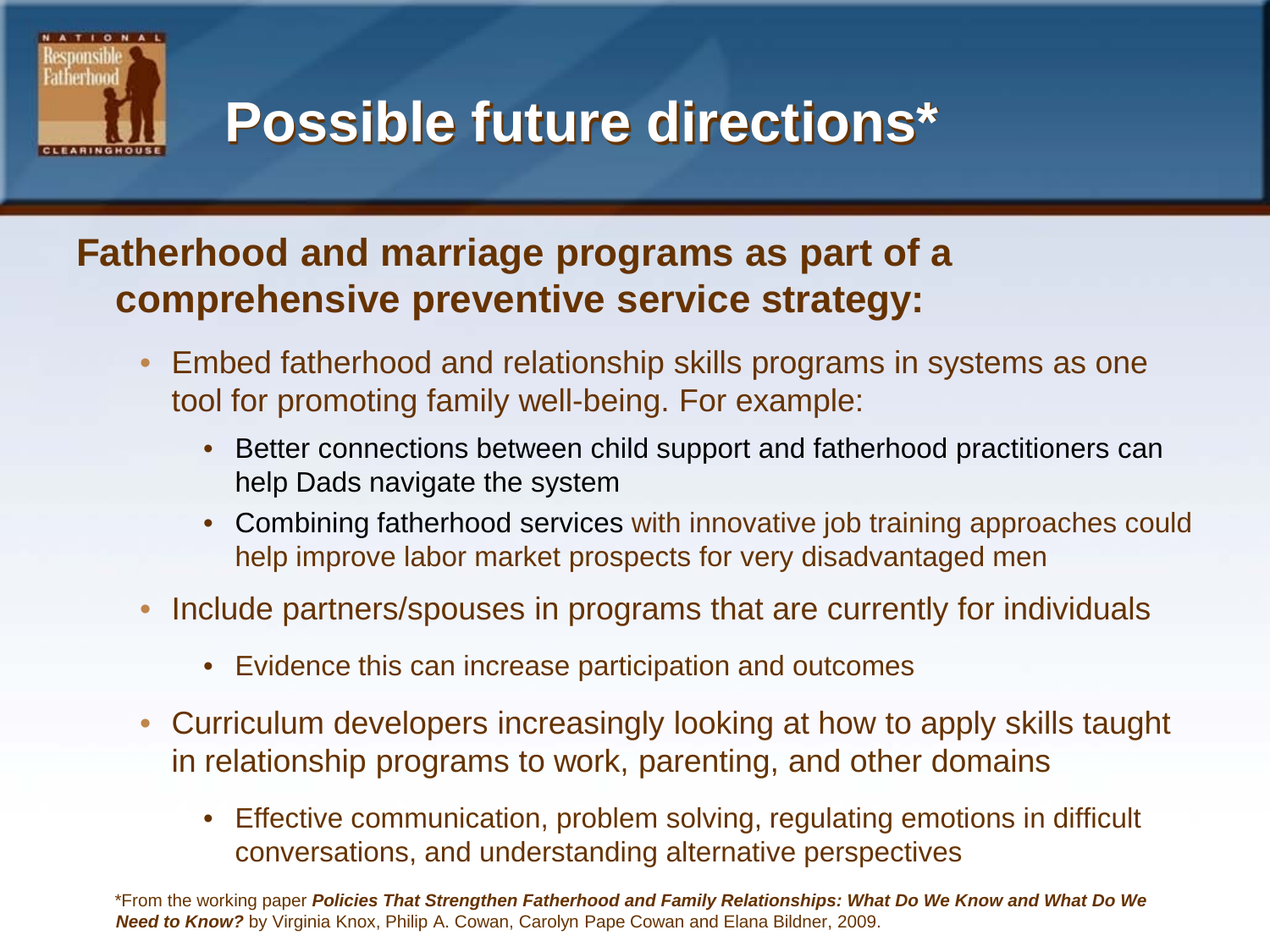# Possible future directions*

**Fatherhood and marriage programs as part of a comprehensive preventive service strategy:**

- Embed fatherhood and relationship skills programs in systems as one tool for promoting family well-being. For example:
  - Better connections between child support and fatherhood practitioners can help Dads navigate the system
  - Combining fatherhood services with innovative job training approaches could help improve labor market prospects for very disadvantaged men
- Include partners/spouses in programs that are currently for individuals
  - Evidence this can increase participation and outcomes
- Curriculum developers increasingly looking at how to apply skills taught in relationship programs to work, parenting, and other domains
  - Effective communication, problem solving, regulating emotions in difficult conversations, and understanding alternative perspectives

*From the working paper ***Policies That Strengthen Fatherhood and Family Relationships: What Do We Know and What Do We Need to Know?*** by Virginia Knox, Philip A. Cowan, Carolyn Pape Cowan and Elana Bildner, 2009.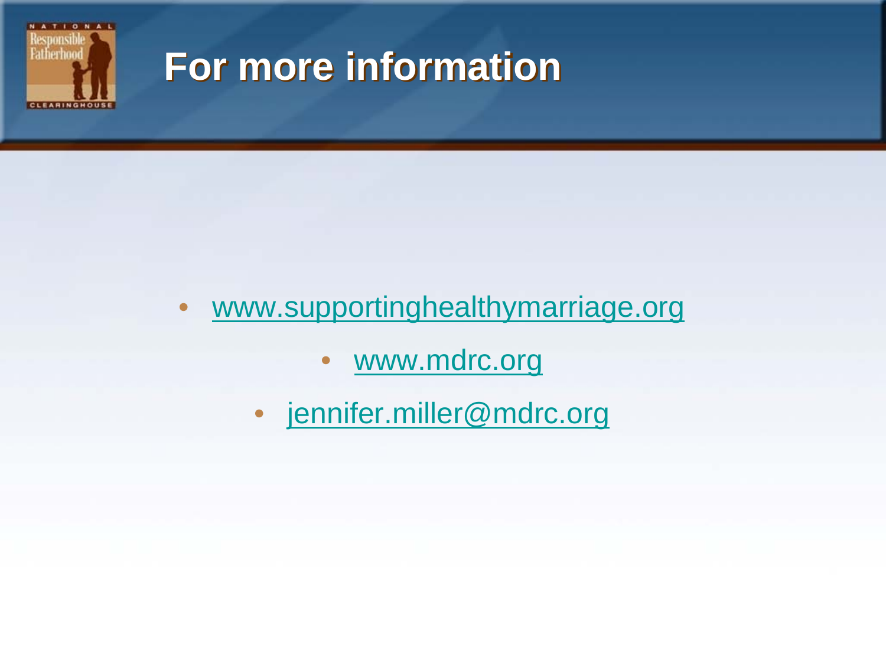# For more information

- www.supportinghealthymarriage.org
- www.mdrc.org
- jennifer.miller@mdrc.org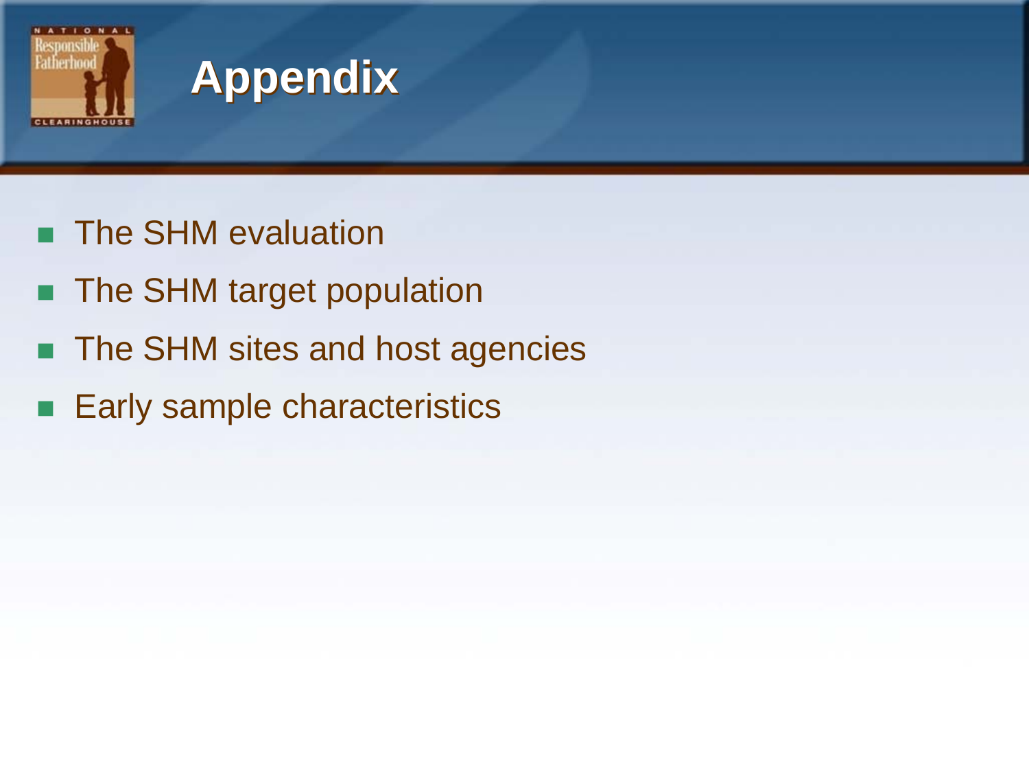# Appendix

- The SHM evaluation
- The SHM target population
- The SHM sites and host agencies
- Early sample characteristics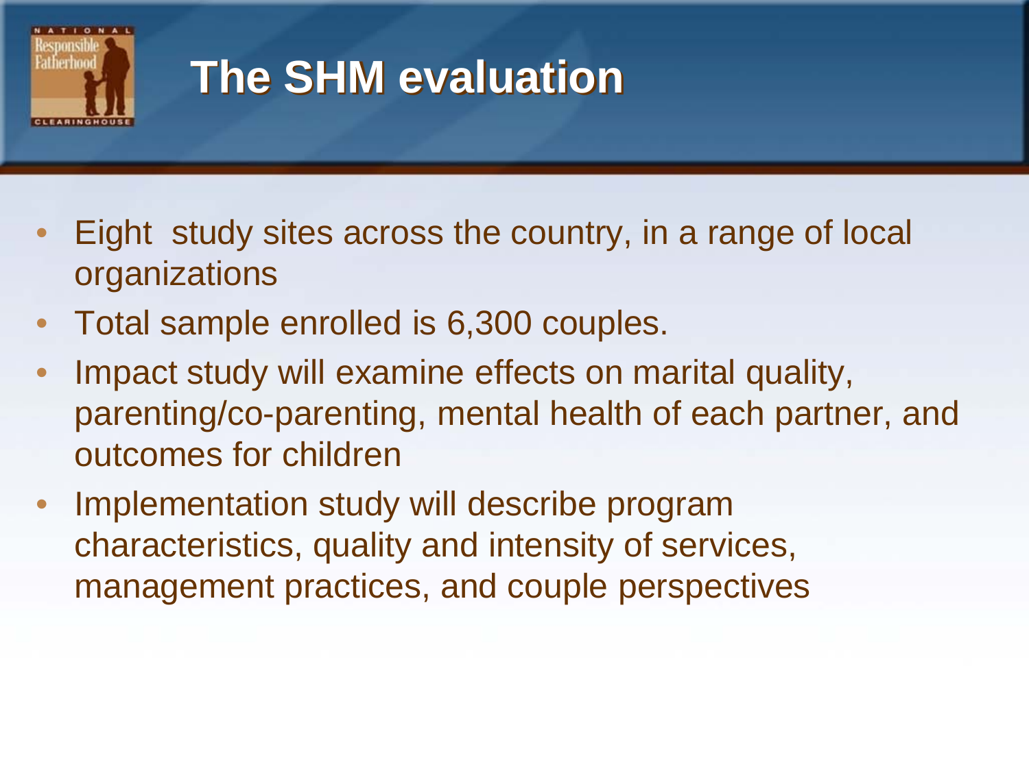# The SHM evaluation

- Eight study sites across the country, in a range of local organizations
- Total sample enrolled is 6,300 couples.
- Impact study will examine effects on marital quality, parenting/co-parenting, mental health of each partner, and outcomes for children
- Implementation study will describe program characteristics, quality and intensity of services, management practices, and couple perspectives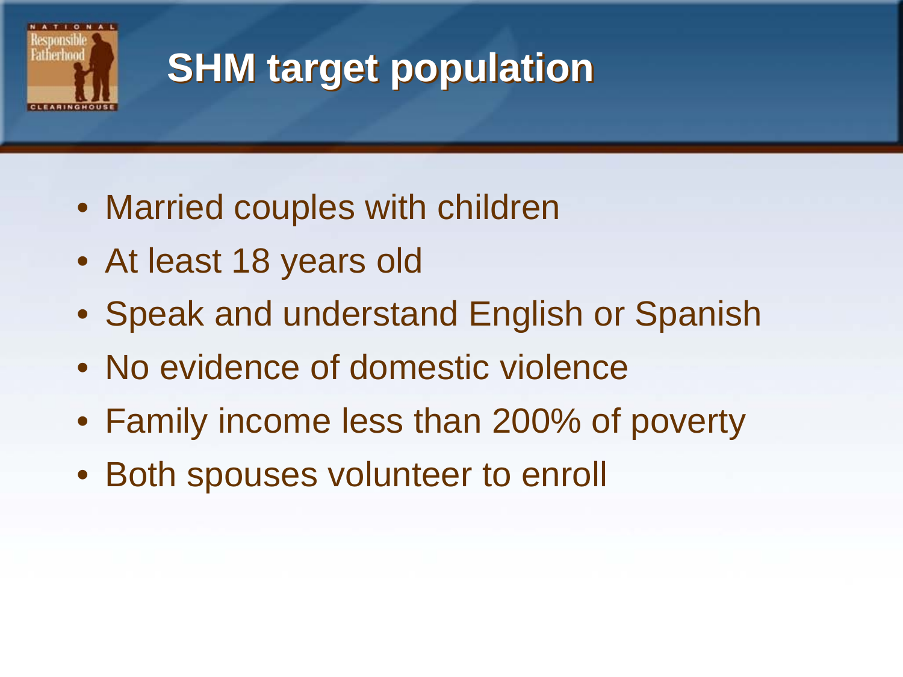# SHM target population

- Married couples with children
- At least 18 years old
- Speak and understand English or Spanish
- No evidence of domestic violence
- Family income less than 200% of poverty
- Both spouses volunteer to enroll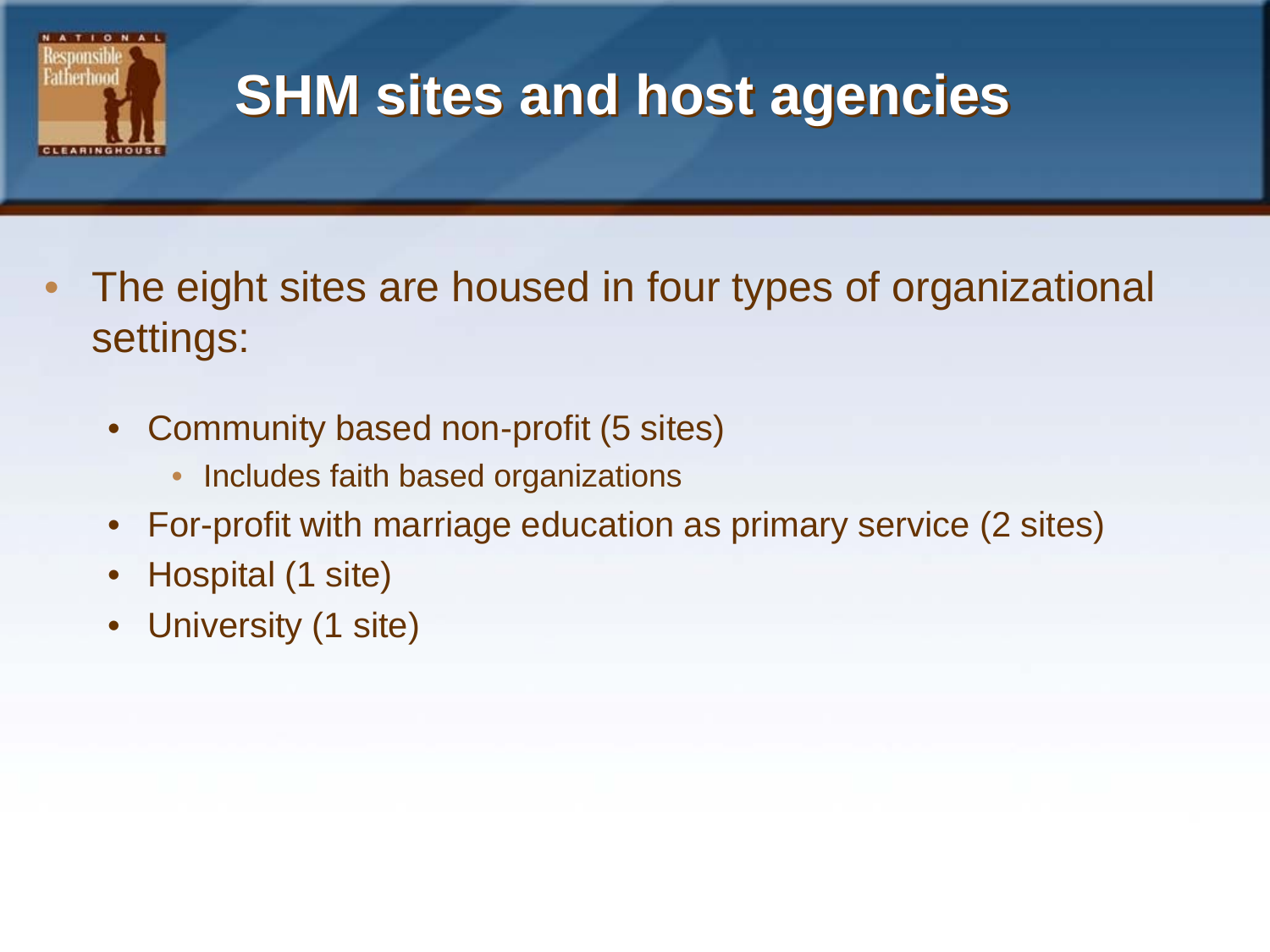# SHM sites and host agencies

- The eight sites are housed in four types of organizational settings:
  - Community based non-profit (5 sites)
    - Includes faith based organizations
  - For-profit with marriage education as primary service (2 sites)
  - Hospital (1 site)
  - University (1 site)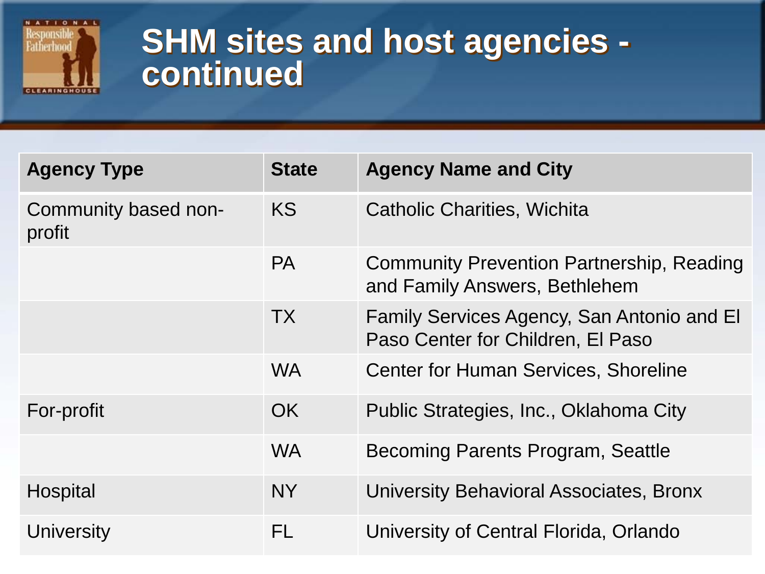# SHM sites and host agencies - continued

| Agency Type | State | Agency Name and City |
| --- | --- | --- |
| Community based non-profit | KS | Catholic Charities, Wichita |
| | PA | Community Prevention Partnership, Reading and Family Answers, Bethlehem |
| | TX | Family Services Agency, San Antonio and El Paso Center for Children, El Paso |
| | WA | Center for Human Services, Shoreline |
| For-profit | OK | Public Strategies, Inc., Oklahoma City |
| | WA | Becoming Parents Program, Seattle |
| Hospital | NY | University Behavioral Associates, Bronx |
| University | FL | University of Central Florida, Orlando |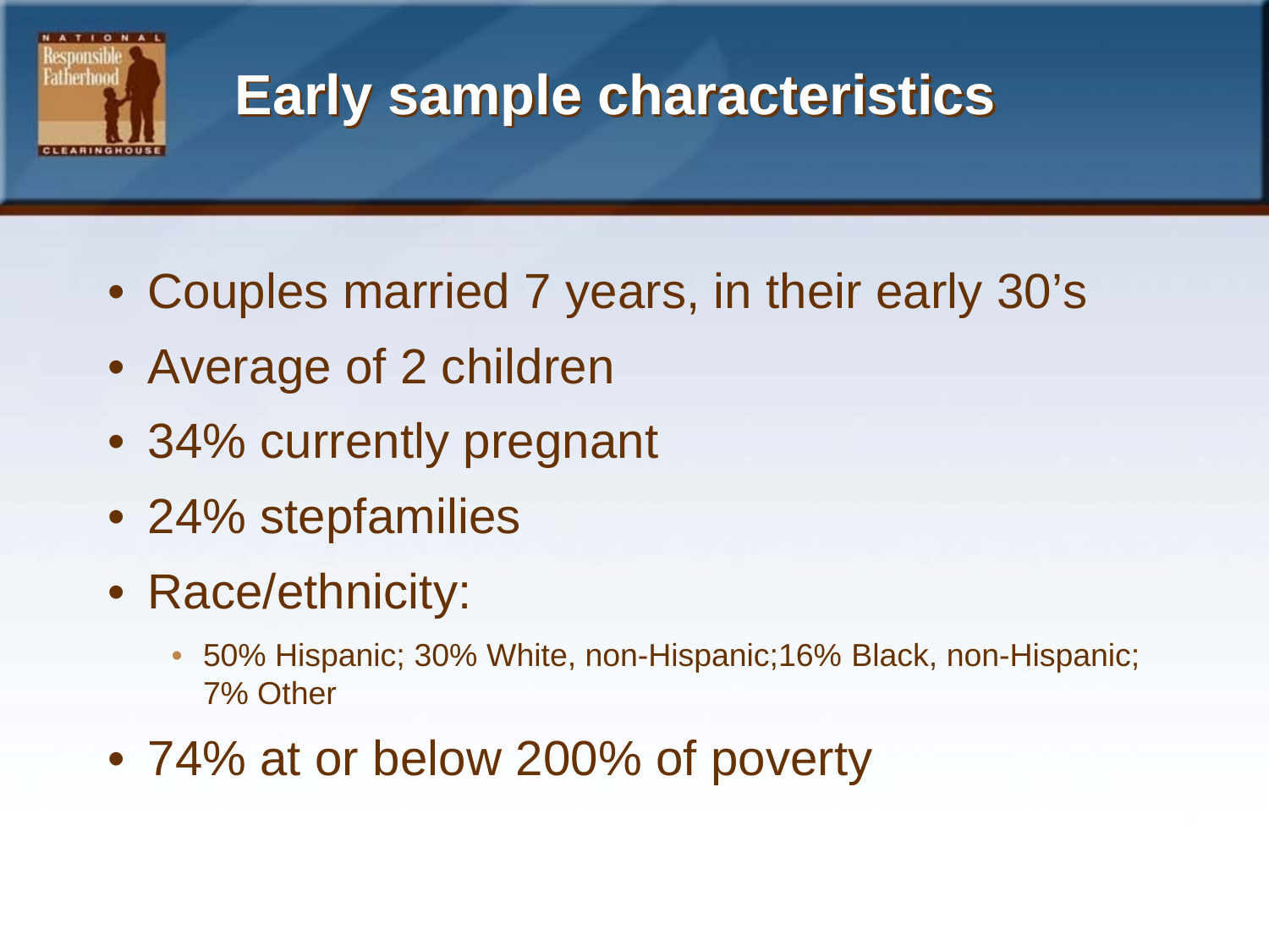# Early sample characteristics

- Couples married 7 years, in their early 30's
- Average of 2 children
- 34% currently pregnant
- 24% stepfamilies
- Race/ethnicity:
  - 50% Hispanic; 30% White, non-Hispanic;16% Black, non-Hispanic; 7% Other
- 74% at or below 200% of poverty